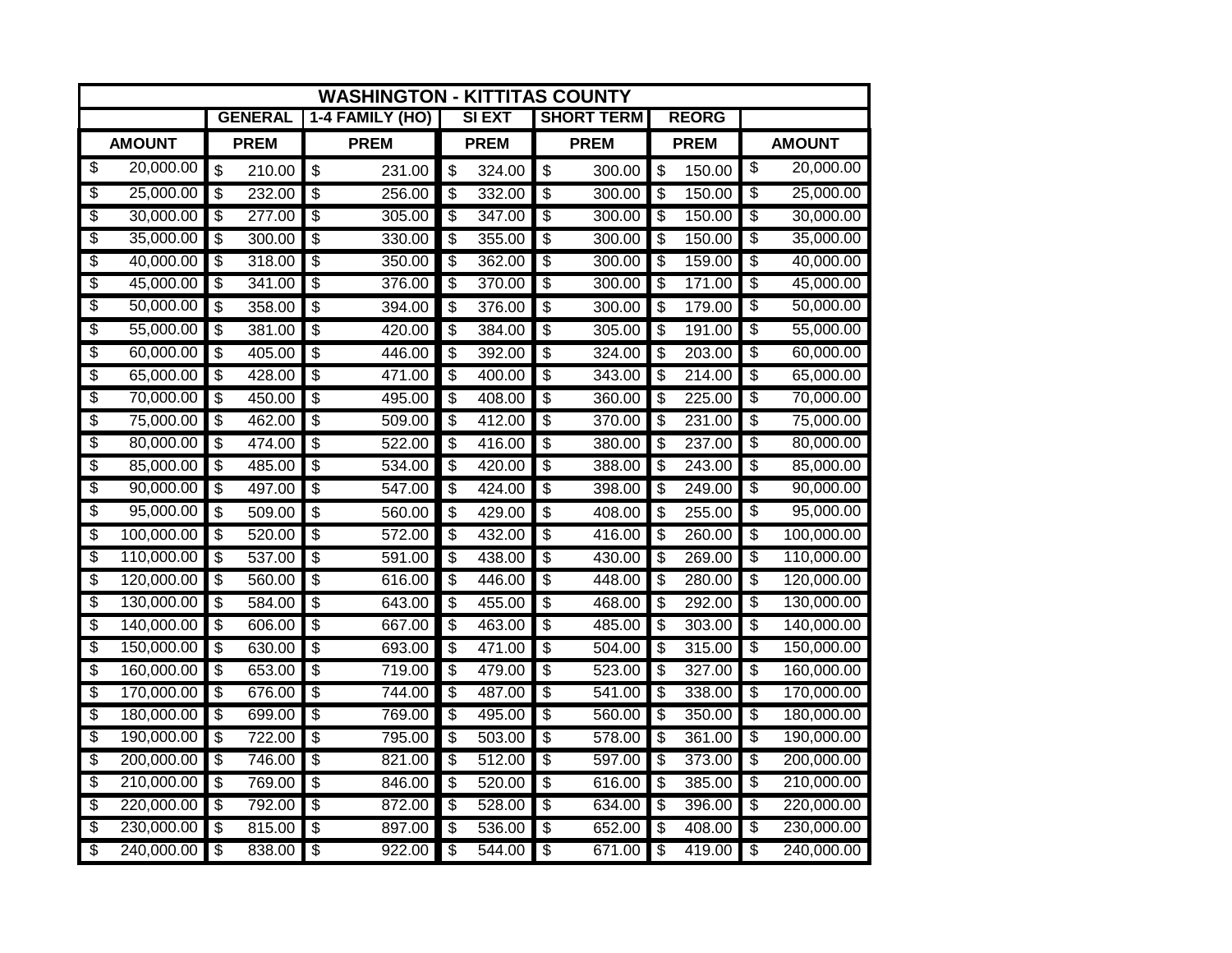| WASHINGTON - KITTITAS COUNTY | | | | | | |
|---|---|---|---|---|---|---|
| | GENERAL | 1-4 FAMILY (HO) | SI EXT | SHORT TERM | REORG | |
| AMOUNT | PREM | PREM | PREM | PREM | PREM | AMOUNT |
| $ 20,000.00 | $ 210.00 | $ 231.00 | $ 324.00 | $ 300.00 | $ 150.00 | $ 20,000.00 |
| $ 25,000.00 | $ 232.00 | $ 256.00 | $ 332.00 | $ 300.00 | $ 150.00 | $ 25,000.00 |
| $ 30,000.00 | $ 277.00 | $ 305.00 | $ 347.00 | $ 300.00 | $ 150.00 | $ 30,000.00 |
| $ 35,000.00 | $ 300.00 | $ 330.00 | $ 355.00 | $ 300.00 | $ 150.00 | $ 35,000.00 |
| $ 40,000.00 | $ 318.00 | $ 350.00 | $ 362.00 | $ 300.00 | $ 159.00 | $ 40,000.00 |
| $ 45,000.00 | $ 341.00 | $ 376.00 | $ 370.00 | $ 300.00 | $ 171.00 | $ 45,000.00 |
| $ 50,000.00 | $ 358.00 | $ 394.00 | $ 376.00 | $ 300.00 | $ 179.00 | $ 50,000.00 |
| $ 55,000.00 | $ 381.00 | $ 420.00 | $ 384.00 | $ 305.00 | $ 191.00 | $ 55,000.00 |
| $ 60,000.00 | $ 405.00 | $ 446.00 | $ 392.00 | $ 324.00 | $ 203.00 | $ 60,000.00 |
| $ 65,000.00 | $ 428.00 | $ 471.00 | $ 400.00 | $ 343.00 | $ 214.00 | $ 65,000.00 |
| $ 70,000.00 | $ 450.00 | $ 495.00 | $ 408.00 | $ 360.00 | $ 225.00 | $ 70,000.00 |
| $ 75,000.00 | $ 462.00 | $ 509.00 | $ 412.00 | $ 370.00 | $ 231.00 | $ 75,000.00 |
| $ 80,000.00 | $ 474.00 | $ 522.00 | $ 416.00 | $ 380.00 | $ 237.00 | $ 80,000.00 |
| $ 85,000.00 | $ 485.00 | $ 534.00 | $ 420.00 | $ 388.00 | $ 243.00 | $ 85,000.00 |
| $ 90,000.00 | $ 497.00 | $ 547.00 | $ 424.00 | $ 398.00 | $ 249.00 | $ 90,000.00 |
| $ 95,000.00 | $ 509.00 | $ 560.00 | $ 429.00 | $ 408.00 | $ 255.00 | $ 95,000.00 |
| $ 100,000.00 | $ 520.00 | $ 572.00 | $ 432.00 | $ 416.00 | $ 260.00 | $ 100,000.00 |
| $ 110,000.00 | $ 537.00 | $ 591.00 | $ 438.00 | $ 430.00 | $ 269.00 | $ 110,000.00 |
| $ 120,000.00 | $ 560.00 | $ 616.00 | $ 446.00 | $ 448.00 | $ 280.00 | $ 120,000.00 |
| $ 130,000.00 | $ 584.00 | $ 643.00 | $ 455.00 | $ 468.00 | $ 292.00 | $ 130,000.00 |
| $ 140,000.00 | $ 606.00 | $ 667.00 | $ 463.00 | $ 485.00 | $ 303.00 | $ 140,000.00 |
| $ 150,000.00 | $ 630.00 | $ 693.00 | $ 471.00 | $ 504.00 | $ 315.00 | $ 150,000.00 |
| $ 160,000.00 | $ 653.00 | $ 719.00 | $ 479.00 | $ 523.00 | $ 327.00 | $ 160,000.00 |
| $ 170,000.00 | $ 676.00 | $ 744.00 | $ 487.00 | $ 541.00 | $ 338.00 | $ 170,000.00 |
| $ 180,000.00 | $ 699.00 | $ 769.00 | $ 495.00 | $ 560.00 | $ 350.00 | $ 180,000.00 |
| $ 190,000.00 | $ 722.00 | $ 795.00 | $ 503.00 | $ 578.00 | $ 361.00 | $ 190,000.00 |
| $ 200,000.00 | $ 746.00 | $ 821.00 | $ 512.00 | $ 597.00 | $ 373.00 | $ 200,000.00 |
| $ 210,000.00 | $ 769.00 | $ 846.00 | $ 520.00 | $ 616.00 | $ 385.00 | $ 210,000.00 |
| $ 220,000.00 | $ 792.00 | $ 872.00 | $ 528.00 | $ 634.00 | $ 396.00 | $ 220,000.00 |
| $ 230,000.00 | $ 815.00 | $ 897.00 | $ 536.00 | $ 652.00 | $ 408.00 | $ 230,000.00 |
| $ 240,000.00 | $ 838.00 | $ 922.00 | $ 544.00 | $ 671.00 | $ 419.00 | $ 240,000.00 |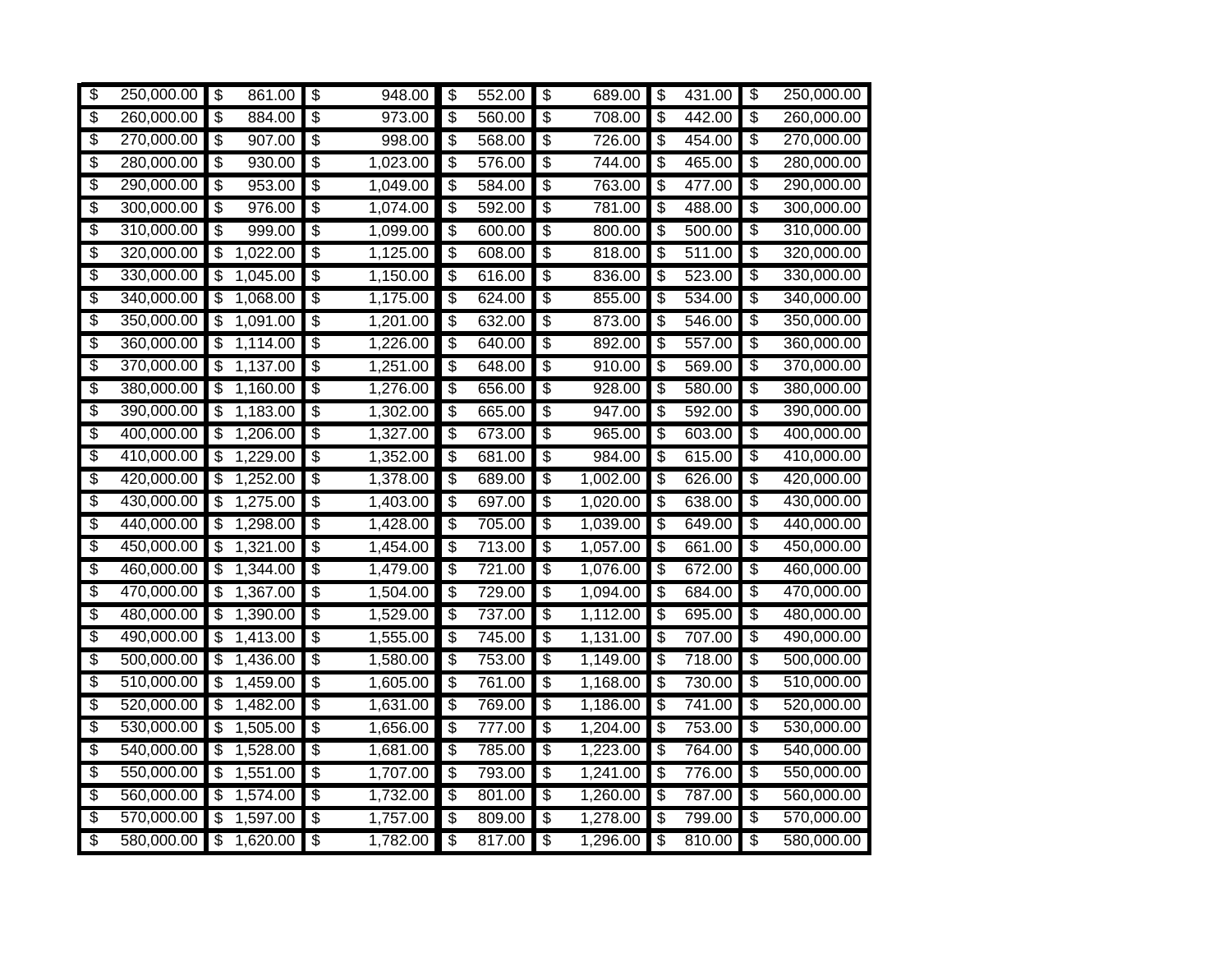| | | | | | | |
|---|---|---|---|---|---|---|
| $ 250,000.00 | $ 861.00 | $ 948.00 | $ 552.00 | $ 689.00 | $ 431.00 | $ 250,000.00 |
| $ 260,000.00 | $ 884.00 | $ 973.00 | $ 560.00 | $ 708.00 | $ 442.00 | $ 260,000.00 |
| $ 270,000.00 | $ 907.00 | $ 998.00 | $ 568.00 | $ 726.00 | $ 454.00 | $ 270,000.00 |
| $ 280,000.00 | $ 930.00 | $ 1,023.00 | $ 576.00 | $ 744.00 | $ 465.00 | $ 280,000.00 |
| $ 290,000.00 | $ 953.00 | $ 1,049.00 | $ 584.00 | $ 763.00 | $ 477.00 | $ 290,000.00 |
| $ 300,000.00 | $ 976.00 | $ 1,074.00 | $ 592.00 | $ 781.00 | $ 488.00 | $ 300,000.00 |
| $ 310,000.00 | $ 999.00 | $ 1,099.00 | $ 600.00 | $ 800.00 | $ 500.00 | $ 310,000.00 |
| $ 320,000.00 | $ 1,022.00 | $ 1,125.00 | $ 608.00 | $ 818.00 | $ 511.00 | $ 320,000.00 |
| $ 330,000.00 | $ 1,045.00 | $ 1,150.00 | $ 616.00 | $ 836.00 | $ 523.00 | $ 330,000.00 |
| $ 340,000.00 | $ 1,068.00 | $ 1,175.00 | $ 624.00 | $ 855.00 | $ 534.00 | $ 340,000.00 |
| $ 350,000.00 | $ 1,091.00 | $ 1,201.00 | $ 632.00 | $ 873.00 | $ 546.00 | $ 350,000.00 |
| $ 360,000.00 | $ 1,114.00 | $ 1,226.00 | $ 640.00 | $ 892.00 | $ 557.00 | $ 360,000.00 |
| $ 370,000.00 | $ 1,137.00 | $ 1,251.00 | $ 648.00 | $ 910.00 | $ 569.00 | $ 370,000.00 |
| $ 380,000.00 | $ 1,160.00 | $ 1,276.00 | $ 656.00 | $ 928.00 | $ 580.00 | $ 380,000.00 |
| $ 390,000.00 | $ 1,183.00 | $ 1,302.00 | $ 665.00 | $ 947.00 | $ 592.00 | $ 390,000.00 |
| $ 400,000.00 | $ 1,206.00 | $ 1,327.00 | $ 673.00 | $ 965.00 | $ 603.00 | $ 400,000.00 |
| $ 410,000.00 | $ 1,229.00 | $ 1,352.00 | $ 681.00 | $ 984.00 | $ 615.00 | $ 410,000.00 |
| $ 420,000.00 | $ 1,252.00 | $ 1,378.00 | $ 689.00 | $ 1,002.00 | $ 626.00 | $ 420,000.00 |
| $ 430,000.00 | $ 1,275.00 | $ 1,403.00 | $ 697.00 | $ 1,020.00 | $ 638.00 | $ 430,000.00 |
| $ 440,000.00 | $ 1,298.00 | $ 1,428.00 | $ 705.00 | $ 1,039.00 | $ 649.00 | $ 440,000.00 |
| $ 450,000.00 | $ 1,321.00 | $ 1,454.00 | $ 713.00 | $ 1,057.00 | $ 661.00 | $ 450,000.00 |
| $ 460,000.00 | $ 1,344.00 | $ 1,479.00 | $ 721.00 | $ 1,076.00 | $ 672.00 | $ 460,000.00 |
| $ 470,000.00 | $ 1,367.00 | $ 1,504.00 | $ 729.00 | $ 1,094.00 | $ 684.00 | $ 470,000.00 |
| $ 480,000.00 | $ 1,390.00 | $ 1,529.00 | $ 737.00 | $ 1,112.00 | $ 695.00 | $ 480,000.00 |
| $ 490,000.00 | $ 1,413.00 | $ 1,555.00 | $ 745.00 | $ 1,131.00 | $ 707.00 | $ 490,000.00 |
| $ 500,000.00 | $ 1,436.00 | $ 1,580.00 | $ 753.00 | $ 1,149.00 | $ 718.00 | $ 500,000.00 |
| $ 510,000.00 | $ 1,459.00 | $ 1,605.00 | $ 761.00 | $ 1,168.00 | $ 730.00 | $ 510,000.00 |
| $ 520,000.00 | $ 1,482.00 | $ 1,631.00 | $ 769.00 | $ 1,186.00 | $ 741.00 | $ 520,000.00 |
| $ 530,000.00 | $ 1,505.00 | $ 1,656.00 | $ 777.00 | $ 1,204.00 | $ 753.00 | $ 530,000.00 |
| $ 540,000.00 | $ 1,528.00 | $ 1,681.00 | $ 785.00 | $ 1,223.00 | $ 764.00 | $ 540,000.00 |
| $ 550,000.00 | $ 1,551.00 | $ 1,707.00 | $ 793.00 | $ 1,241.00 | $ 776.00 | $ 550,000.00 |
| $ 560,000.00 | $ 1,574.00 | $ 1,732.00 | $ 801.00 | $ 1,260.00 | $ 787.00 | $ 560,000.00 |
| $ 570,000.00 | $ 1,597.00 | $ 1,757.00 | $ 809.00 | $ 1,278.00 | $ 799.00 | $ 570,000.00 |
| $ 580,000.00 | $ 1,620.00 | $ 1,782.00 | $ 817.00 | $ 1,296.00 | $ 810.00 | $ 580,000.00 |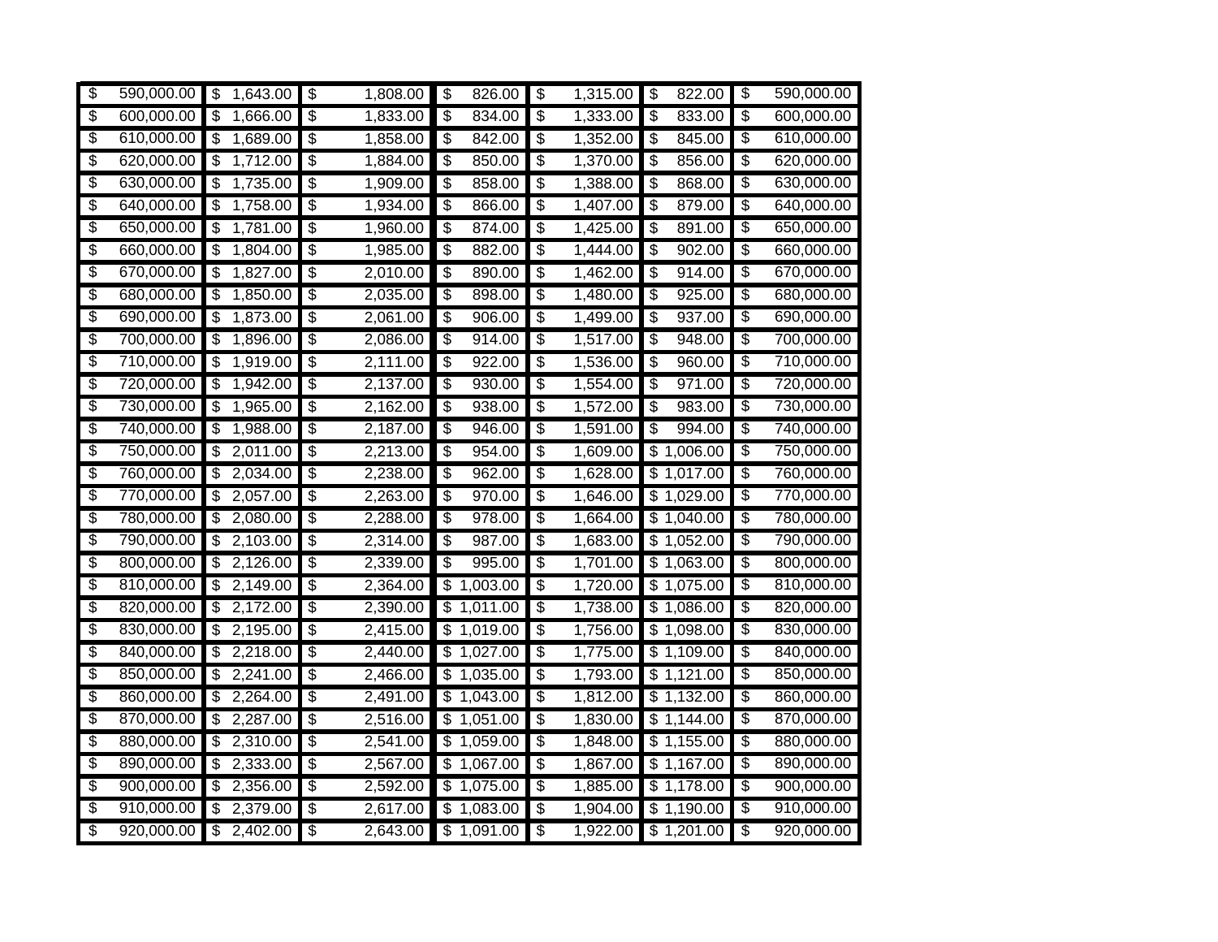| | | | | | | |
|---|---|---|---|---|---|---|
| $ 590,000.00 | $ 1,643.00 | $ 1,808.00 | $ 826.00 | $ 1,315.00 | $ 822.00 | $ 590,000.00 |
| $ 600,000.00 | $ 1,666.00 | $ 1,833.00 | $ 834.00 | $ 1,333.00 | $ 833.00 | $ 600,000.00 |
| $ 610,000.00 | $ 1,689.00 | $ 1,858.00 | $ 842.00 | $ 1,352.00 | $ 845.00 | $ 610,000.00 |
| $ 620,000.00 | $ 1,712.00 | $ 1,884.00 | $ 850.00 | $ 1,370.00 | $ 856.00 | $ 620,000.00 |
| $ 630,000.00 | $ 1,735.00 | $ 1,909.00 | $ 858.00 | $ 1,388.00 | $ 868.00 | $ 630,000.00 |
| $ 640,000.00 | $ 1,758.00 | $ 1,934.00 | $ 866.00 | $ 1,407.00 | $ 879.00 | $ 640,000.00 |
| $ 650,000.00 | $ 1,781.00 | $ 1,960.00 | $ 874.00 | $ 1,425.00 | $ 891.00 | $ 650,000.00 |
| $ 660,000.00 | $ 1,804.00 | $ 1,985.00 | $ 882.00 | $ 1,444.00 | $ 902.00 | $ 660,000.00 |
| $ 670,000.00 | $ 1,827.00 | $ 2,010.00 | $ 890.00 | $ 1,462.00 | $ 914.00 | $ 670,000.00 |
| $ 680,000.00 | $ 1,850.00 | $ 2,035.00 | $ 898.00 | $ 1,480.00 | $ 925.00 | $ 680,000.00 |
| $ 690,000.00 | $ 1,873.00 | $ 2,061.00 | $ 906.00 | $ 1,499.00 | $ 937.00 | $ 690,000.00 |
| $ 700,000.00 | $ 1,896.00 | $ 2,086.00 | $ 914.00 | $ 1,517.00 | $ 948.00 | $ 700,000.00 |
| $ 710,000.00 | $ 1,919.00 | $ 2,111.00 | $ 922.00 | $ 1,536.00 | $ 960.00 | $ 710,000.00 |
| $ 720,000.00 | $ 1,942.00 | $ 2,137.00 | $ 930.00 | $ 1,554.00 | $ 971.00 | $ 720,000.00 |
| $ 730,000.00 | $ 1,965.00 | $ 2,162.00 | $ 938.00 | $ 1,572.00 | $ 983.00 | $ 730,000.00 |
| $ 740,000.00 | $ 1,988.00 | $ 2,187.00 | $ 946.00 | $ 1,591.00 | $ 994.00 | $ 740,000.00 |
| $ 750,000.00 | $ 2,011.00 | $ 2,213.00 | $ 954.00 | $ 1,609.00 | $ 1,006.00 | $ 750,000.00 |
| $ 760,000.00 | $ 2,034.00 | $ 2,238.00 | $ 962.00 | $ 1,628.00 | $ 1,017.00 | $ 760,000.00 |
| $ 770,000.00 | $ 2,057.00 | $ 2,263.00 | $ 970.00 | $ 1,646.00 | $ 1,029.00 | $ 770,000.00 |
| $ 780,000.00 | $ 2,080.00 | $ 2,288.00 | $ 978.00 | $ 1,664.00 | $ 1,040.00 | $ 780,000.00 |
| $ 790,000.00 | $ 2,103.00 | $ 2,314.00 | $ 987.00 | $ 1,683.00 | $ 1,052.00 | $ 790,000.00 |
| $ 800,000.00 | $ 2,126.00 | $ 2,339.00 | $ 995.00 | $ 1,701.00 | $ 1,063.00 | $ 800,000.00 |
| $ 810,000.00 | $ 2,149.00 | $ 2,364.00 | $ 1,003.00 | $ 1,720.00 | $ 1,075.00 | $ 810,000.00 |
| $ 820,000.00 | $ 2,172.00 | $ 2,390.00 | $ 1,011.00 | $ 1,738.00 | $ 1,086.00 | $ 820,000.00 |
| $ 830,000.00 | $ 2,195.00 | $ 2,415.00 | $ 1,019.00 | $ 1,756.00 | $ 1,098.00 | $ 830,000.00 |
| $ 840,000.00 | $ 2,218.00 | $ 2,440.00 | $ 1,027.00 | $ 1,775.00 | $ 1,109.00 | $ 840,000.00 |
| $ 850,000.00 | $ 2,241.00 | $ 2,466.00 | $ 1,035.00 | $ 1,793.00 | $ 1,121.00 | $ 850,000.00 |
| $ 860,000.00 | $ 2,264.00 | $ 2,491.00 | $ 1,043.00 | $ 1,812.00 | $ 1,132.00 | $ 860,000.00 |
| $ 870,000.00 | $ 2,287.00 | $ 2,516.00 | $ 1,051.00 | $ 1,830.00 | $ 1,144.00 | $ 870,000.00 |
| $ 880,000.00 | $ 2,310.00 | $ 2,541.00 | $ 1,059.00 | $ 1,848.00 | $ 1,155.00 | $ 880,000.00 |
| $ 890,000.00 | $ 2,333.00 | $ 2,567.00 | $ 1,067.00 | $ 1,867.00 | $ 1,167.00 | $ 890,000.00 |
| $ 900,000.00 | $ 2,356.00 | $ 2,592.00 | $ 1,075.00 | $ 1,885.00 | $ 1,178.00 | $ 900,000.00 |
| $ 910,000.00 | $ 2,379.00 | $ 2,617.00 | $ 1,083.00 | $ 1,904.00 | $ 1,190.00 | $ 910,000.00 |
| $ 920,000.00 | $ 2,402.00 | $ 2,643.00 | $ 1,091.00 | $ 1,922.00 | $ 1,201.00 | $ 920,000.00 |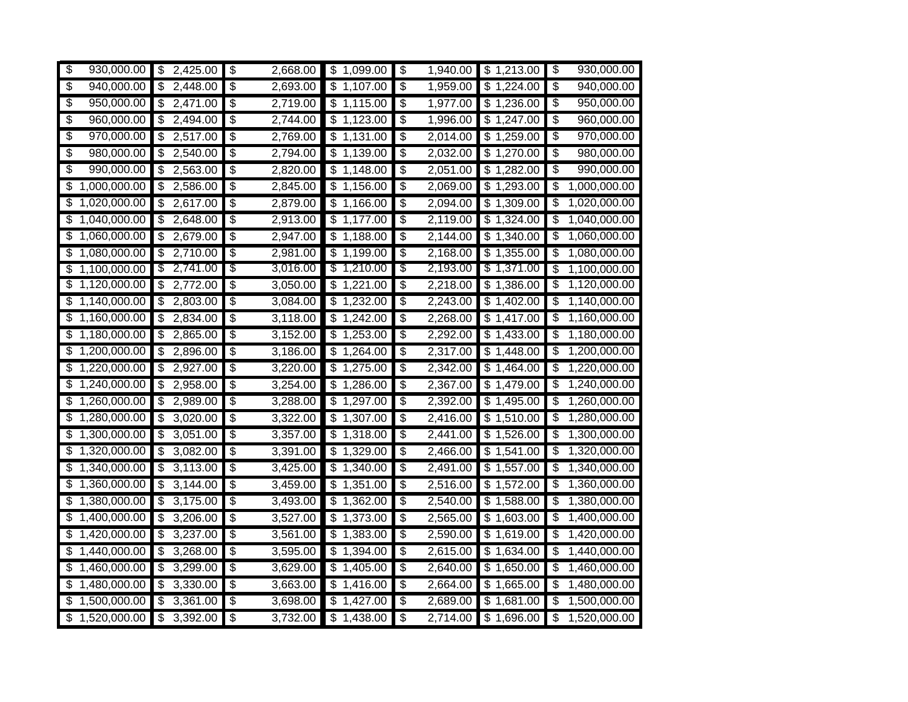| | | | | | | |
|---|---|---|---|---|---|---|
| $ 930,000.00 | $ 2,425.00 | $ 2,668.00 | $ 1,099.00 | $ 1,940.00 | $ 1,213.00 | $ 930,000.00 |
| $ 940,000.00 | $ 2,448.00 | $ 2,693.00 | $ 1,107.00 | $ 1,959.00 | $ 1,224.00 | $ 940,000.00 |
| $ 950,000.00 | $ 2,471.00 | $ 2,719.00 | $ 1,115.00 | $ 1,977.00 | $ 1,236.00 | $ 950,000.00 |
| $ 960,000.00 | $ 2,494.00 | $ 2,744.00 | $ 1,123.00 | $ 1,996.00 | $ 1,247.00 | $ 960,000.00 |
| $ 970,000.00 | $ 2,517.00 | $ 2,769.00 | $ 1,131.00 | $ 2,014.00 | $ 1,259.00 | $ 970,000.00 |
| $ 980,000.00 | $ 2,540.00 | $ 2,794.00 | $ 1,139.00 | $ 2,032.00 | $ 1,270.00 | $ 980,000.00 |
| $ 990,000.00 | $ 2,563.00 | $ 2,820.00 | $ 1,148.00 | $ 2,051.00 | $ 1,282.00 | $ 990,000.00 |
| $ 1,000,000.00 | $ 2,586.00 | $ 2,845.00 | $ 1,156.00 | $ 2,069.00 | $ 1,293.00 | $ 1,000,000.00 |
| $ 1,020,000.00 | $ 2,617.00 | $ 2,879.00 | $ 1,166.00 | $ 2,094.00 | $ 1,309.00 | $ 1,020,000.00 |
| $ 1,040,000.00 | $ 2,648.00 | $ 2,913.00 | $ 1,177.00 | $ 2,119.00 | $ 1,324.00 | $ 1,040,000.00 |
| $ 1,060,000.00 | $ 2,679.00 | $ 2,947.00 | $ 1,188.00 | $ 2,144.00 | $ 1,340.00 | $ 1,060,000.00 |
| $ 1,080,000.00 | $ 2,710.00 | $ 2,981.00 | $ 1,199.00 | $ 2,168.00 | $ 1,355.00 | $ 1,080,000.00 |
| $ 1,100,000.00 | $ 2,741.00 | $ 3,016.00 | $ 1,210.00 | $ 2,193.00 | $ 1,371.00 | $ 1,100,000.00 |
| $ 1,120,000.00 | $ 2,772.00 | $ 3,050.00 | $ 1,221.00 | $ 2,218.00 | $ 1,386.00 | $ 1,120,000.00 |
| $ 1,140,000.00 | $ 2,803.00 | $ 3,084.00 | $ 1,232.00 | $ 2,243.00 | $ 1,402.00 | $ 1,140,000.00 |
| $ 1,160,000.00 | $ 2,834.00 | $ 3,118.00 | $ 1,242.00 | $ 2,268.00 | $ 1,417.00 | $ 1,160,000.00 |
| $ 1,180,000.00 | $ 2,865.00 | $ 3,152.00 | $ 1,253.00 | $ 2,292.00 | $ 1,433.00 | $ 1,180,000.00 |
| $ 1,200,000.00 | $ 2,896.00 | $ 3,186.00 | $ 1,264.00 | $ 2,317.00 | $ 1,448.00 | $ 1,200,000.00 |
| $ 1,220,000.00 | $ 2,927.00 | $ 3,220.00 | $ 1,275.00 | $ 2,342.00 | $ 1,464.00 | $ 1,220,000.00 |
| $ 1,240,000.00 | $ 2,958.00 | $ 3,254.00 | $ 1,286.00 | $ 2,367.00 | $ 1,479.00 | $ 1,240,000.00 |
| $ 1,260,000.00 | $ 2,989.00 | $ 3,288.00 | $ 1,297.00 | $ 2,392.00 | $ 1,495.00 | $ 1,260,000.00 |
| $ 1,280,000.00 | $ 3,020.00 | $ 3,322.00 | $ 1,307.00 | $ 2,416.00 | $ 1,510.00 | $ 1,280,000.00 |
| $ 1,300,000.00 | $ 3,051.00 | $ 3,357.00 | $ 1,318.00 | $ 2,441.00 | $ 1,526.00 | $ 1,300,000.00 |
| $ 1,320,000.00 | $ 3,082.00 | $ 3,391.00 | $ 1,329.00 | $ 2,466.00 | $ 1,541.00 | $ 1,320,000.00 |
| $ 1,340,000.00 | $ 3,113.00 | $ 3,425.00 | $ 1,340.00 | $ 2,491.00 | $ 1,557.00 | $ 1,340,000.00 |
| $ 1,360,000.00 | $ 3,144.00 | $ 3,459.00 | $ 1,351.00 | $ 2,516.00 | $ 1,572.00 | $ 1,360,000.00 |
| $ 1,380,000.00 | $ 3,175.00 | $ 3,493.00 | $ 1,362.00 | $ 2,540.00 | $ 1,588.00 | $ 1,380,000.00 |
| $ 1,400,000.00 | $ 3,206.00 | $ 3,527.00 | $ 1,373.00 | $ 2,565.00 | $ 1,603.00 | $ 1,400,000.00 |
| $ 1,420,000.00 | $ 3,237.00 | $ 3,561.00 | $ 1,383.00 | $ 2,590.00 | $ 1,619.00 | $ 1,420,000.00 |
| $ 1,440,000.00 | $ 3,268.00 | $ 3,595.00 | $ 1,394.00 | $ 2,615.00 | $ 1,634.00 | $ 1,440,000.00 |
| $ 1,460,000.00 | $ 3,299.00 | $ 3,629.00 | $ 1,405.00 | $ 2,640.00 | $ 1,650.00 | $ 1,460,000.00 |
| $ 1,480,000.00 | $ 3,330.00 | $ 3,663.00 | $ 1,416.00 | $ 2,664.00 | $ 1,665.00 | $ 1,480,000.00 |
| $ 1,500,000.00 | $ 3,361.00 | $ 3,698.00 | $ 1,427.00 | $ 2,689.00 | $ 1,681.00 | $ 1,500,000.00 |
| $ 1,520,000.00 | $ 3,392.00 | $ 3,732.00 | $ 1,438.00 | $ 2,714.00 | $ 1,696.00 | $ 1,520,000.00 |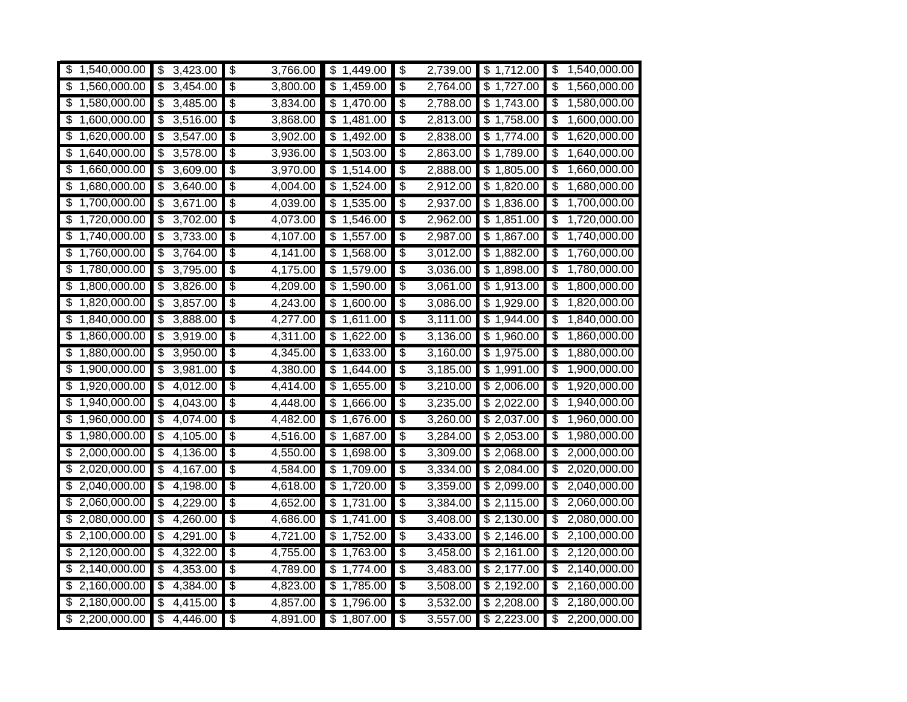| | | | | | | |
|---|---|---|---|---|---|---|
| $ 1,540,000.00 | $ 3,423.00 | $ 3,766.00 | $ 1,449.00 | $ 2,739.00 | $ 1,712.00 | $ 1,540,000.00 |
| $ 1,560,000.00 | $ 3,454.00 | $ 3,800.00 | $ 1,459.00 | $ 2,764.00 | $ 1,727.00 | $ 1,560,000.00 |
| $ 1,580,000.00 | $ 3,485.00 | $ 3,834.00 | $ 1,470.00 | $ 2,788.00 | $ 1,743.00 | $ 1,580,000.00 |
| $ 1,600,000.00 | $ 3,516.00 | $ 3,868.00 | $ 1,481.00 | $ 2,813.00 | $ 1,758.00 | $ 1,600,000.00 |
| $ 1,620,000.00 | $ 3,547.00 | $ 3,902.00 | $ 1,492.00 | $ 2,838.00 | $ 1,774.00 | $ 1,620,000.00 |
| $ 1,640,000.00 | $ 3,578.00 | $ 3,936.00 | $ 1,503.00 | $ 2,863.00 | $ 1,789.00 | $ 1,640,000.00 |
| $ 1,660,000.00 | $ 3,609.00 | $ 3,970.00 | $ 1,514.00 | $ 2,888.00 | $ 1,805.00 | $ 1,660,000.00 |
| $ 1,680,000.00 | $ 3,640.00 | $ 4,004.00 | $ 1,524.00 | $ 2,912.00 | $ 1,820.00 | $ 1,680,000.00 |
| $ 1,700,000.00 | $ 3,671.00 | $ 4,039.00 | $ 1,535.00 | $ 2,937.00 | $ 1,836.00 | $ 1,700,000.00 |
| $ 1,720,000.00 | $ 3,702.00 | $ 4,073.00 | $ 1,546.00 | $ 2,962.00 | $ 1,851.00 | $ 1,720,000.00 |
| $ 1,740,000.00 | $ 3,733.00 | $ 4,107.00 | $ 1,557.00 | $ 2,987.00 | $ 1,867.00 | $ 1,740,000.00 |
| $ 1,760,000.00 | $ 3,764.00 | $ 4,141.00 | $ 1,568.00 | $ 3,012.00 | $ 1,882.00 | $ 1,760,000.00 |
| $ 1,780,000.00 | $ 3,795.00 | $ 4,175.00 | $ 1,579.00 | $ 3,036.00 | $ 1,898.00 | $ 1,780,000.00 |
| $ 1,800,000.00 | $ 3,826.00 | $ 4,209.00 | $ 1,590.00 | $ 3,061.00 | $ 1,913.00 | $ 1,800,000.00 |
| $ 1,820,000.00 | $ 3,857.00 | $ 4,243.00 | $ 1,600.00 | $ 3,086.00 | $ 1,929.00 | $ 1,820,000.00 |
| $ 1,840,000.00 | $ 3,888.00 | $ 4,277.00 | $ 1,611.00 | $ 3,111.00 | $ 1,944.00 | $ 1,840,000.00 |
| $ 1,860,000.00 | $ 3,919.00 | $ 4,311.00 | $ 1,622.00 | $ 3,136.00 | $ 1,960.00 | $ 1,860,000.00 |
| $ 1,880,000.00 | $ 3,950.00 | $ 4,345.00 | $ 1,633.00 | $ 3,160.00 | $ 1,975.00 | $ 1,880,000.00 |
| $ 1,900,000.00 | $ 3,981.00 | $ 4,380.00 | $ 1,644.00 | $ 3,185.00 | $ 1,991.00 | $ 1,900,000.00 |
| $ 1,920,000.00 | $ 4,012.00 | $ 4,414.00 | $ 1,655.00 | $ 3,210.00 | $ 2,006.00 | $ 1,920,000.00 |
| $ 1,940,000.00 | $ 4,043.00 | $ 4,448.00 | $ 1,666.00 | $ 3,235.00 | $ 2,022.00 | $ 1,940,000.00 |
| $ 1,960,000.00 | $ 4,074.00 | $ 4,482.00 | $ 1,676.00 | $ 3,260.00 | $ 2,037.00 | $ 1,960,000.00 |
| $ 1,980,000.00 | $ 4,105.00 | $ 4,516.00 | $ 1,687.00 | $ 3,284.00 | $ 2,053.00 | $ 1,980,000.00 |
| $ 2,000,000.00 | $ 4,136.00 | $ 4,550.00 | $ 1,698.00 | $ 3,309.00 | $ 2,068.00 | $ 2,000,000.00 |
| $ 2,020,000.00 | $ 4,167.00 | $ 4,584.00 | $ 1,709.00 | $ 3,334.00 | $ 2,084.00 | $ 2,020,000.00 |
| $ 2,040,000.00 | $ 4,198.00 | $ 4,618.00 | $ 1,720.00 | $ 3,359.00 | $ 2,099.00 | $ 2,040,000.00 |
| $ 2,060,000.00 | $ 4,229.00 | $ 4,652.00 | $ 1,731.00 | $ 3,384.00 | $ 2,115.00 | $ 2,060,000.00 |
| $ 2,080,000.00 | $ 4,260.00 | $ 4,686.00 | $ 1,741.00 | $ 3,408.00 | $ 2,130.00 | $ 2,080,000.00 |
| $ 2,100,000.00 | $ 4,291.00 | $ 4,721.00 | $ 1,752.00 | $ 3,433.00 | $ 2,146.00 | $ 2,100,000.00 |
| $ 2,120,000.00 | $ 4,322.00 | $ 4,755.00 | $ 1,763.00 | $ 3,458.00 | $ 2,161.00 | $ 2,120,000.00 |
| $ 2,140,000.00 | $ 4,353.00 | $ 4,789.00 | $ 1,774.00 | $ 3,483.00 | $ 2,177.00 | $ 2,140,000.00 |
| $ 2,160,000.00 | $ 4,384.00 | $ 4,823.00 | $ 1,785.00 | $ 3,508.00 | $ 2,192.00 | $ 2,160,000.00 |
| $ 2,180,000.00 | $ 4,415.00 | $ 4,857.00 | $ 1,796.00 | $ 3,532.00 | $ 2,208.00 | $ 2,180,000.00 |
| $ 2,200,000.00 | $ 4,446.00 | $ 4,891.00 | $ 1,807.00 | $ 3,557.00 | $ 2,223.00 | $ 2,200,000.00 |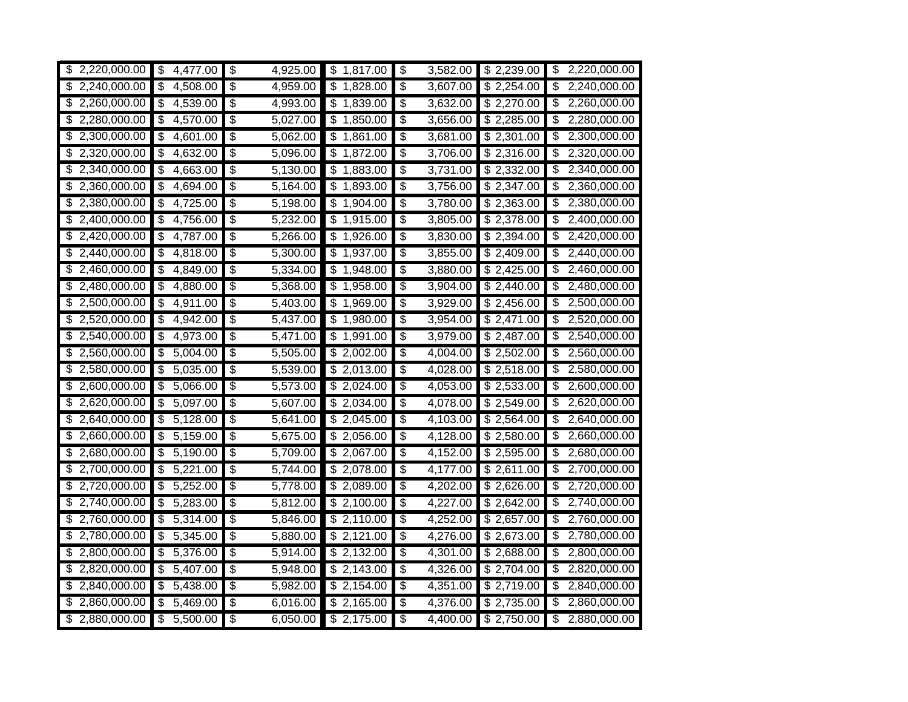| | | | | | | |
|---|---|---|---|---|---|---|
| $ 2,220,000.00 | $ 4,477.00 | $ 4,925.00 | $ 1,817.00 | $ 3,582.00 | $ 2,239.00 | $ 2,220,000.00 |
| $ 2,240,000.00 | $ 4,508.00 | $ 4,959.00 | $ 1,828.00 | $ 3,607.00 | $ 2,254.00 | $ 2,240,000.00 |
| $ 2,260,000.00 | $ 4,539.00 | $ 4,993.00 | $ 1,839.00 | $ 3,632.00 | $ 2,270.00 | $ 2,260,000.00 |
| $ 2,280,000.00 | $ 4,570.00 | $ 5,027.00 | $ 1,850.00 | $ 3,656.00 | $ 2,285.00 | $ 2,280,000.00 |
| $ 2,300,000.00 | $ 4,601.00 | $ 5,062.00 | $ 1,861.00 | $ 3,681.00 | $ 2,301.00 | $ 2,300,000.00 |
| $ 2,320,000.00 | $ 4,632.00 | $ 5,096.00 | $ 1,872.00 | $ 3,706.00 | $ 2,316.00 | $ 2,320,000.00 |
| $ 2,340,000.00 | $ 4,663.00 | $ 5,130.00 | $ 1,883.00 | $ 3,731.00 | $ 2,332.00 | $ 2,340,000.00 |
| $ 2,360,000.00 | $ 4,694.00 | $ 5,164.00 | $ 1,893.00 | $ 3,756.00 | $ 2,347.00 | $ 2,360,000.00 |
| $ 2,380,000.00 | $ 4,725.00 | $ 5,198.00 | $ 1,904.00 | $ 3,780.00 | $ 2,363.00 | $ 2,380,000.00 |
| $ 2,400,000.00 | $ 4,756.00 | $ 5,232.00 | $ 1,915.00 | $ 3,805.00 | $ 2,378.00 | $ 2,400,000.00 |
| $ 2,420,000.00 | $ 4,787.00 | $ 5,266.00 | $ 1,926.00 | $ 3,830.00 | $ 2,394.00 | $ 2,420,000.00 |
| $ 2,440,000.00 | $ 4,818.00 | $ 5,300.00 | $ 1,937.00 | $ 3,855.00 | $ 2,409.00 | $ 2,440,000.00 |
| $ 2,460,000.00 | $ 4,849.00 | $ 5,334.00 | $ 1,948.00 | $ 3,880.00 | $ 2,425.00 | $ 2,460,000.00 |
| $ 2,480,000.00 | $ 4,880.00 | $ 5,368.00 | $ 1,958.00 | $ 3,904.00 | $ 2,440.00 | $ 2,480,000.00 |
| $ 2,500,000.00 | $ 4,911.00 | $ 5,403.00 | $ 1,969.00 | $ 3,929.00 | $ 2,456.00 | $ 2,500,000.00 |
| $ 2,520,000.00 | $ 4,942.00 | $ 5,437.00 | $ 1,980.00 | $ 3,954.00 | $ 2,471.00 | $ 2,520,000.00 |
| $ 2,540,000.00 | $ 4,973.00 | $ 5,471.00 | $ 1,991.00 | $ 3,979.00 | $ 2,487.00 | $ 2,540,000.00 |
| $ 2,560,000.00 | $ 5,004.00 | $ 5,505.00 | $ 2,002.00 | $ 4,004.00 | $ 2,502.00 | $ 2,560,000.00 |
| $ 2,580,000.00 | $ 5,035.00 | $ 5,539.00 | $ 2,013.00 | $ 4,028.00 | $ 2,518.00 | $ 2,580,000.00 |
| $ 2,600,000.00 | $ 5,066.00 | $ 5,573.00 | $ 2,024.00 | $ 4,053.00 | $ 2,533.00 | $ 2,600,000.00 |
| $ 2,620,000.00 | $ 5,097.00 | $ 5,607.00 | $ 2,034.00 | $ 4,078.00 | $ 2,549.00 | $ 2,620,000.00 |
| $ 2,640,000.00 | $ 5,128.00 | $ 5,641.00 | $ 2,045.00 | $ 4,103.00 | $ 2,564.00 | $ 2,640,000.00 |
| $ 2,660,000.00 | $ 5,159.00 | $ 5,675.00 | $ 2,056.00 | $ 4,128.00 | $ 2,580.00 | $ 2,660,000.00 |
| $ 2,680,000.00 | $ 5,190.00 | $ 5,709.00 | $ 2,067.00 | $ 4,152.00 | $ 2,595.00 | $ 2,680,000.00 |
| $ 2,700,000.00 | $ 5,221.00 | $ 5,744.00 | $ 2,078.00 | $ 4,177.00 | $ 2,611.00 | $ 2,700,000.00 |
| $ 2,720,000.00 | $ 5,252.00 | $ 5,778.00 | $ 2,089.00 | $ 4,202.00 | $ 2,626.00 | $ 2,720,000.00 |
| $ 2,740,000.00 | $ 5,283.00 | $ 5,812.00 | $ 2,100.00 | $ 4,227.00 | $ 2,642.00 | $ 2,740,000.00 |
| $ 2,760,000.00 | $ 5,314.00 | $ 5,846.00 | $ 2,110.00 | $ 4,252.00 | $ 2,657.00 | $ 2,760,000.00 |
| $ 2,780,000.00 | $ 5,345.00 | $ 5,880.00 | $ 2,121.00 | $ 4,276.00 | $ 2,673.00 | $ 2,780,000.00 |
| $ 2,800,000.00 | $ 5,376.00 | $ 5,914.00 | $ 2,132.00 | $ 4,301.00 | $ 2,688.00 | $ 2,800,000.00 |
| $ 2,820,000.00 | $ 5,407.00 | $ 5,948.00 | $ 2,143.00 | $ 4,326.00 | $ 2,704.00 | $ 2,820,000.00 |
| $ 2,840,000.00 | $ 5,438.00 | $ 5,982.00 | $ 2,154.00 | $ 4,351.00 | $ 2,719.00 | $ 2,840,000.00 |
| $ 2,860,000.00 | $ 5,469.00 | $ 6,016.00 | $ 2,165.00 | $ 4,376.00 | $ 2,735.00 | $ 2,860,000.00 |
| $ 2,880,000.00 | $ 5,500.00 | $ 6,050.00 | $ 2,175.00 | $ 4,400.00 | $ 2,750.00 | $ 2,880,000.00 |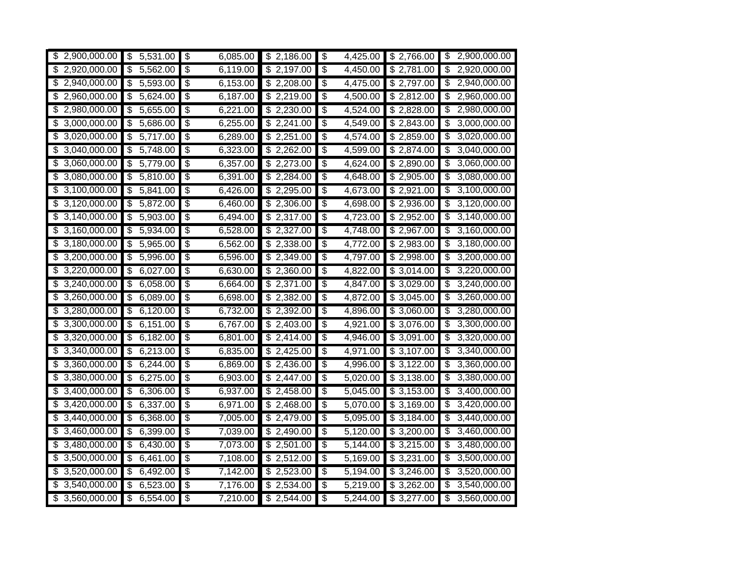| | | | | | | |
|---|---|---|---|---|---|---|
| $ 2,900,000.00 | $ 5,531.00 | $ 6,085.00 | $ 2,186.00 | $ 4,425.00 | $ 2,766.00 | $ 2,900,000.00 |
| $ 2,920,000.00 | $ 5,562.00 | $ 6,119.00 | $ 2,197.00 | $ 4,450.00 | $ 2,781.00 | $ 2,920,000.00 |
| $ 2,940,000.00 | $ 5,593.00 | $ 6,153.00 | $ 2,208.00 | $ 4,475.00 | $ 2,797.00 | $ 2,940,000.00 |
| $ 2,960,000.00 | $ 5,624.00 | $ 6,187.00 | $ 2,219.00 | $ 4,500.00 | $ 2,812.00 | $ 2,960,000.00 |
| $ 2,980,000.00 | $ 5,655.00 | $ 6,221.00 | $ 2,230.00 | $ 4,524.00 | $ 2,828.00 | $ 2,980,000.00 |
| $ 3,000,000.00 | $ 5,686.00 | $ 6,255.00 | $ 2,241.00 | $ 4,549.00 | $ 2,843.00 | $ 3,000,000.00 |
| $ 3,020,000.00 | $ 5,717.00 | $ 6,289.00 | $ 2,251.00 | $ 4,574.00 | $ 2,859.00 | $ 3,020,000.00 |
| $ 3,040,000.00 | $ 5,748.00 | $ 6,323.00 | $ 2,262.00 | $ 4,599.00 | $ 2,874.00 | $ 3,040,000.00 |
| $ 3,060,000.00 | $ 5,779.00 | $ 6,357.00 | $ 2,273.00 | $ 4,624.00 | $ 2,890.00 | $ 3,060,000.00 |
| $ 3,080,000.00 | $ 5,810.00 | $ 6,391.00 | $ 2,284.00 | $ 4,648.00 | $ 2,905.00 | $ 3,080,000.00 |
| $ 3,100,000.00 | $ 5,841.00 | $ 6,426.00 | $ 2,295.00 | $ 4,673.00 | $ 2,921.00 | $ 3,100,000.00 |
| $ 3,120,000.00 | $ 5,872.00 | $ 6,460.00 | $ 2,306.00 | $ 4,698.00 | $ 2,936.00 | $ 3,120,000.00 |
| $ 3,140,000.00 | $ 5,903.00 | $ 6,494.00 | $ 2,317.00 | $ 4,723.00 | $ 2,952.00 | $ 3,140,000.00 |
| $ 3,160,000.00 | $ 5,934.00 | $ 6,528.00 | $ 2,327.00 | $ 4,748.00 | $ 2,967.00 | $ 3,160,000.00 |
| $ 3,180,000.00 | $ 5,965.00 | $ 6,562.00 | $ 2,338.00 | $ 4,772.00 | $ 2,983.00 | $ 3,180,000.00 |
| $ 3,200,000.00 | $ 5,996.00 | $ 6,596.00 | $ 2,349.00 | $ 4,797.00 | $ 2,998.00 | $ 3,200,000.00 |
| $ 3,220,000.00 | $ 6,027.00 | $ 6,630.00 | $ 2,360.00 | $ 4,822.00 | $ 3,014.00 | $ 3,220,000.00 |
| $ 3,240,000.00 | $ 6,058.00 | $ 6,664.00 | $ 2,371.00 | $ 4,847.00 | $ 3,029.00 | $ 3,240,000.00 |
| $ 3,260,000.00 | $ 6,089.00 | $ 6,698.00 | $ 2,382.00 | $ 4,872.00 | $ 3,045.00 | $ 3,260,000.00 |
| $ 3,280,000.00 | $ 6,120.00 | $ 6,732.00 | $ 2,392.00 | $ 4,896.00 | $ 3,060.00 | $ 3,280,000.00 |
| $ 3,300,000.00 | $ 6,151.00 | $ 6,767.00 | $ 2,403.00 | $ 4,921.00 | $ 3,076.00 | $ 3,300,000.00 |
| $ 3,320,000.00 | $ 6,182.00 | $ 6,801.00 | $ 2,414.00 | $ 4,946.00 | $ 3,091.00 | $ 3,320,000.00 |
| $ 3,340,000.00 | $ 6,213.00 | $ 6,835.00 | $ 2,425.00 | $ 4,971.00 | $ 3,107.00 | $ 3,340,000.00 |
| $ 3,360,000.00 | $ 6,244.00 | $ 6,869.00 | $ 2,436.00 | $ 4,996.00 | $ 3,122.00 | $ 3,360,000.00 |
| $ 3,380,000.00 | $ 6,275.00 | $ 6,903.00 | $ 2,447.00 | $ 5,020.00 | $ 3,138.00 | $ 3,380,000.00 |
| $ 3,400,000.00 | $ 6,306.00 | $ 6,937.00 | $ 2,458.00 | $ 5,045.00 | $ 3,153.00 | $ 3,400,000.00 |
| $ 3,420,000.00 | $ 6,337.00 | $ 6,971.00 | $ 2,468.00 | $ 5,070.00 | $ 3,169.00 | $ 3,420,000.00 |
| $ 3,440,000.00 | $ 6,368.00 | $ 7,005.00 | $ 2,479.00 | $ 5,095.00 | $ 3,184.00 | $ 3,440,000.00 |
| $ 3,460,000.00 | $ 6,399.00 | $ 7,039.00 | $ 2,490.00 | $ 5,120.00 | $ 3,200.00 | $ 3,460,000.00 |
| $ 3,480,000.00 | $ 6,430.00 | $ 7,073.00 | $ 2,501.00 | $ 5,144.00 | $ 3,215.00 | $ 3,480,000.00 |
| $ 3,500,000.00 | $ 6,461.00 | $ 7,108.00 | $ 2,512.00 | $ 5,169.00 | $ 3,231.00 | $ 3,500,000.00 |
| $ 3,520,000.00 | $ 6,492.00 | $ 7,142.00 | $ 2,523.00 | $ 5,194.00 | $ 3,246.00 | $ 3,520,000.00 |
| $ 3,540,000.00 | $ 6,523.00 | $ 7,176.00 | $ 2,534.00 | $ 5,219.00 | $ 3,262.00 | $ 3,540,000.00 |
| $ 3,560,000.00 | $ 6,554.00 | $ 7,210.00 | $ 2,544.00 | $ 5,244.00 | $ 3,277.00 | $ 3,560,000.00 |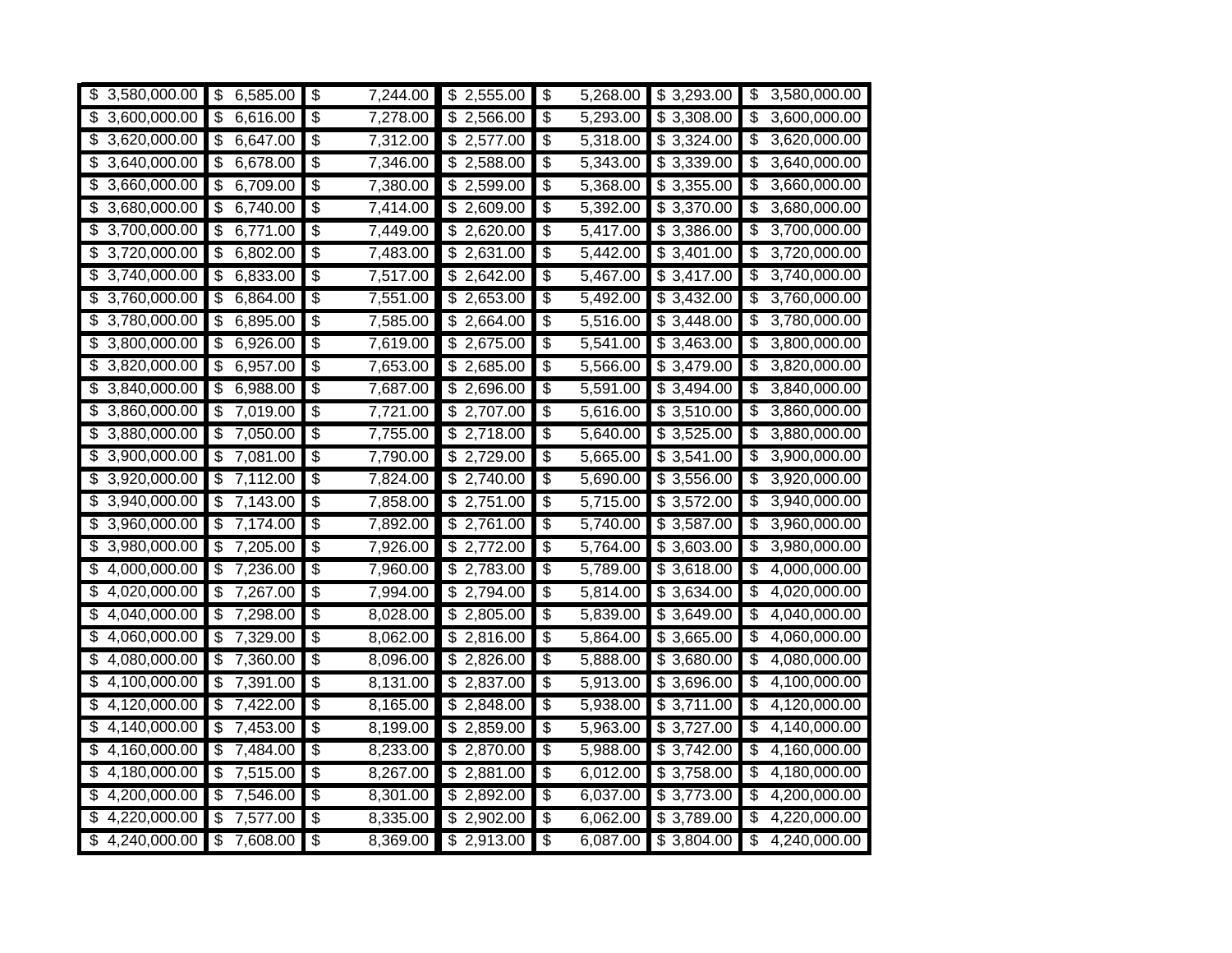| | | | | | | |
|---|---|---|---|---|---|---|
| $ 3,580,000.00 | $ 6,585.00 | $ 7,244.00 | $ 2,555.00 | $ 5,268.00 | $ 3,293.00 | $ 3,580,000.00 |
| $ 3,600,000.00 | $ 6,616.00 | $ 7,278.00 | $ 2,566.00 | $ 5,293.00 | $ 3,308.00 | $ 3,600,000.00 |
| $ 3,620,000.00 | $ 6,647.00 | $ 7,312.00 | $ 2,577.00 | $ 5,318.00 | $ 3,324.00 | $ 3,620,000.00 |
| $ 3,640,000.00 | $ 6,678.00 | $ 7,346.00 | $ 2,588.00 | $ 5,343.00 | $ 3,339.00 | $ 3,640,000.00 |
| $ 3,660,000.00 | $ 6,709.00 | $ 7,380.00 | $ 2,599.00 | $ 5,368.00 | $ 3,355.00 | $ 3,660,000.00 |
| $ 3,680,000.00 | $ 6,740.00 | $ 7,414.00 | $ 2,609.00 | $ 5,392.00 | $ 3,370.00 | $ 3,680,000.00 |
| $ 3,700,000.00 | $ 6,771.00 | $ 7,449.00 | $ 2,620.00 | $ 5,417.00 | $ 3,386.00 | $ 3,700,000.00 |
| $ 3,720,000.00 | $ 6,802.00 | $ 7,483.00 | $ 2,631.00 | $ 5,442.00 | $ 3,401.00 | $ 3,720,000.00 |
| $ 3,740,000.00 | $ 6,833.00 | $ 7,517.00 | $ 2,642.00 | $ 5,467.00 | $ 3,417.00 | $ 3,740,000.00 |
| $ 3,760,000.00 | $ 6,864.00 | $ 7,551.00 | $ 2,653.00 | $ 5,492.00 | $ 3,432.00 | $ 3,760,000.00 |
| $ 3,780,000.00 | $ 6,895.00 | $ 7,585.00 | $ 2,664.00 | $ 5,516.00 | $ 3,448.00 | $ 3,780,000.00 |
| $ 3,800,000.00 | $ 6,926.00 | $ 7,619.00 | $ 2,675.00 | $ 5,541.00 | $ 3,463.00 | $ 3,800,000.00 |
| $ 3,820,000.00 | $ 6,957.00 | $ 7,653.00 | $ 2,685.00 | $ 5,566.00 | $ 3,479.00 | $ 3,820,000.00 |
| $ 3,840,000.00 | $ 6,988.00 | $ 7,687.00 | $ 2,696.00 | $ 5,591.00 | $ 3,494.00 | $ 3,840,000.00 |
| $ 3,860,000.00 | $ 7,019.00 | $ 7,721.00 | $ 2,707.00 | $ 5,616.00 | $ 3,510.00 | $ 3,860,000.00 |
| $ 3,880,000.00 | $ 7,050.00 | $ 7,755.00 | $ 2,718.00 | $ 5,640.00 | $ 3,525.00 | $ 3,880,000.00 |
| $ 3,900,000.00 | $ 7,081.00 | $ 7,790.00 | $ 2,729.00 | $ 5,665.00 | $ 3,541.00 | $ 3,900,000.00 |
| $ 3,920,000.00 | $ 7,112.00 | $ 7,824.00 | $ 2,740.00 | $ 5,690.00 | $ 3,556.00 | $ 3,920,000.00 |
| $ 3,940,000.00 | $ 7,143.00 | $ 7,858.00 | $ 2,751.00 | $ 5,715.00 | $ 3,572.00 | $ 3,940,000.00 |
| $ 3,960,000.00 | $ 7,174.00 | $ 7,892.00 | $ 2,761.00 | $ 5,740.00 | $ 3,587.00 | $ 3,960,000.00 |
| $ 3,980,000.00 | $ 7,205.00 | $ 7,926.00 | $ 2,772.00 | $ 5,764.00 | $ 3,603.00 | $ 3,980,000.00 |
| $ 4,000,000.00 | $ 7,236.00 | $ 7,960.00 | $ 2,783.00 | $ 5,789.00 | $ 3,618.00 | $ 4,000,000.00 |
| $ 4,020,000.00 | $ 7,267.00 | $ 7,994.00 | $ 2,794.00 | $ 5,814.00 | $ 3,634.00 | $ 4,020,000.00 |
| $ 4,040,000.00 | $ 7,298.00 | $ 8,028.00 | $ 2,805.00 | $ 5,839.00 | $ 3,649.00 | $ 4,040,000.00 |
| $ 4,060,000.00 | $ 7,329.00 | $ 8,062.00 | $ 2,816.00 | $ 5,864.00 | $ 3,665.00 | $ 4,060,000.00 |
| $ 4,080,000.00 | $ 7,360.00 | $ 8,096.00 | $ 2,826.00 | $ 5,888.00 | $ 3,680.00 | $ 4,080,000.00 |
| $ 4,100,000.00 | $ 7,391.00 | $ 8,131.00 | $ 2,837.00 | $ 5,913.00 | $ 3,696.00 | $ 4,100,000.00 |
| $ 4,120,000.00 | $ 7,422.00 | $ 8,165.00 | $ 2,848.00 | $ 5,938.00 | $ 3,711.00 | $ 4,120,000.00 |
| $ 4,140,000.00 | $ 7,453.00 | $ 8,199.00 | $ 2,859.00 | $ 5,963.00 | $ 3,727.00 | $ 4,140,000.00 |
| $ 4,160,000.00 | $ 7,484.00 | $ 8,233.00 | $ 2,870.00 | $ 5,988.00 | $ 3,742.00 | $ 4,160,000.00 |
| $ 4,180,000.00 | $ 7,515.00 | $ 8,267.00 | $ 2,881.00 | $ 6,012.00 | $ 3,758.00 | $ 4,180,000.00 |
| $ 4,200,000.00 | $ 7,546.00 | $ 8,301.00 | $ 2,892.00 | $ 6,037.00 | $ 3,773.00 | $ 4,200,000.00 |
| $ 4,220,000.00 | $ 7,577.00 | $ 8,335.00 | $ 2,902.00 | $ 6,062.00 | $ 3,789.00 | $ 4,220,000.00 |
| $ 4,240,000.00 | $ 7,608.00 | $ 8,369.00 | $ 2,913.00 | $ 6,087.00 | $ 3,804.00 | $ 4,240,000.00 |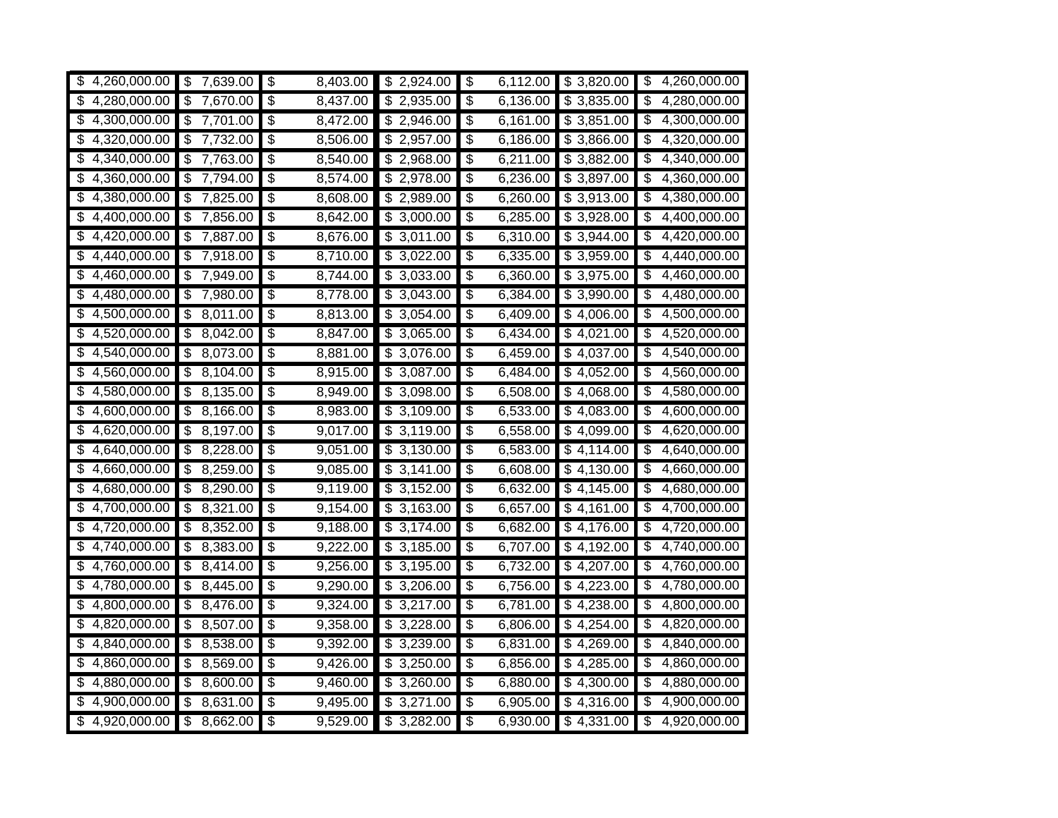| | | | | | | |
|---|---|---|---|---|---|---|
| $ 4,260,000.00 | $ 7,639.00 | $ 8,403.00 | $ 2,924.00 | $ 6,112.00 | $ 3,820.00 | $ 4,260,000.00 |
| $ 4,280,000.00 | $ 7,670.00 | $ 8,437.00 | $ 2,935.00 | $ 6,136.00 | $ 3,835.00 | $ 4,280,000.00 |
| $ 4,300,000.00 | $ 7,701.00 | $ 8,472.00 | $ 2,946.00 | $ 6,161.00 | $ 3,851.00 | $ 4,300,000.00 |
| $ 4,320,000.00 | $ 7,732.00 | $ 8,506.00 | $ 2,957.00 | $ 6,186.00 | $ 3,866.00 | $ 4,320,000.00 |
| $ 4,340,000.00 | $ 7,763.00 | $ 8,540.00 | $ 2,968.00 | $ 6,211.00 | $ 3,882.00 | $ 4,340,000.00 |
| $ 4,360,000.00 | $ 7,794.00 | $ 8,574.00 | $ 2,978.00 | $ 6,236.00 | $ 3,897.00 | $ 4,360,000.00 |
| $ 4,380,000.00 | $ 7,825.00 | $ 8,608.00 | $ 2,989.00 | $ 6,260.00 | $ 3,913.00 | $ 4,380,000.00 |
| $ 4,400,000.00 | $ 7,856.00 | $ 8,642.00 | $ 3,000.00 | $ 6,285.00 | $ 3,928.00 | $ 4,400,000.00 |
| $ 4,420,000.00 | $ 7,887.00 | $ 8,676.00 | $ 3,011.00 | $ 6,310.00 | $ 3,944.00 | $ 4,420,000.00 |
| $ 4,440,000.00 | $ 7,918.00 | $ 8,710.00 | $ 3,022.00 | $ 6,335.00 | $ 3,959.00 | $ 4,440,000.00 |
| $ 4,460,000.00 | $ 7,949.00 | $ 8,744.00 | $ 3,033.00 | $ 6,360.00 | $ 3,975.00 | $ 4,460,000.00 |
| $ 4,480,000.00 | $ 7,980.00 | $ 8,778.00 | $ 3,043.00 | $ 6,384.00 | $ 3,990.00 | $ 4,480,000.00 |
| $ 4,500,000.00 | $ 8,011.00 | $ 8,813.00 | $ 3,054.00 | $ 6,409.00 | $ 4,006.00 | $ 4,500,000.00 |
| $ 4,520,000.00 | $ 8,042.00 | $ 8,847.00 | $ 3,065.00 | $ 6,434.00 | $ 4,021.00 | $ 4,520,000.00 |
| $ 4,540,000.00 | $ 8,073.00 | $ 8,881.00 | $ 3,076.00 | $ 6,459.00 | $ 4,037.00 | $ 4,540,000.00 |
| $ 4,560,000.00 | $ 8,104.00 | $ 8,915.00 | $ 3,087.00 | $ 6,484.00 | $ 4,052.00 | $ 4,560,000.00 |
| $ 4,580,000.00 | $ 8,135.00 | $ 8,949.00 | $ 3,098.00 | $ 6,508.00 | $ 4,068.00 | $ 4,580,000.00 |
| $ 4,600,000.00 | $ 8,166.00 | $ 8,983.00 | $ 3,109.00 | $ 6,533.00 | $ 4,083.00 | $ 4,600,000.00 |
| $ 4,620,000.00 | $ 8,197.00 | $ 9,017.00 | $ 3,119.00 | $ 6,558.00 | $ 4,099.00 | $ 4,620,000.00 |
| $ 4,640,000.00 | $ 8,228.00 | $ 9,051.00 | $ 3,130.00 | $ 6,583.00 | $ 4,114.00 | $ 4,640,000.00 |
| $ 4,660,000.00 | $ 8,259.00 | $ 9,085.00 | $ 3,141.00 | $ 6,608.00 | $ 4,130.00 | $ 4,660,000.00 |
| $ 4,680,000.00 | $ 8,290.00 | $ 9,119.00 | $ 3,152.00 | $ 6,632.00 | $ 4,145.00 | $ 4,680,000.00 |
| $ 4,700,000.00 | $ 8,321.00 | $ 9,154.00 | $ 3,163.00 | $ 6,657.00 | $ 4,161.00 | $ 4,700,000.00 |
| $ 4,720,000.00 | $ 8,352.00 | $ 9,188.00 | $ 3,174.00 | $ 6,682.00 | $ 4,176.00 | $ 4,720,000.00 |
| $ 4,740,000.00 | $ 8,383.00 | $ 9,222.00 | $ 3,185.00 | $ 6,707.00 | $ 4,192.00 | $ 4,740,000.00 |
| $ 4,760,000.00 | $ 8,414.00 | $ 9,256.00 | $ 3,195.00 | $ 6,732.00 | $ 4,207.00 | $ 4,760,000.00 |
| $ 4,780,000.00 | $ 8,445.00 | $ 9,290.00 | $ 3,206.00 | $ 6,756.00 | $ 4,223.00 | $ 4,780,000.00 |
| $ 4,800,000.00 | $ 8,476.00 | $ 9,324.00 | $ 3,217.00 | $ 6,781.00 | $ 4,238.00 | $ 4,800,000.00 |
| $ 4,820,000.00 | $ 8,507.00 | $ 9,358.00 | $ 3,228.00 | $ 6,806.00 | $ 4,254.00 | $ 4,820,000.00 |
| $ 4,840,000.00 | $ 8,538.00 | $ 9,392.00 | $ 3,239.00 | $ 6,831.00 | $ 4,269.00 | $ 4,840,000.00 |
| $ 4,860,000.00 | $ 8,569.00 | $ 9,426.00 | $ 3,250.00 | $ 6,856.00 | $ 4,285.00 | $ 4,860,000.00 |
| $ 4,880,000.00 | $ 8,600.00 | $ 9,460.00 | $ 3,260.00 | $ 6,880.00 | $ 4,300.00 | $ 4,880,000.00 |
| $ 4,900,000.00 | $ 8,631.00 | $ 9,495.00 | $ 3,271.00 | $ 6,905.00 | $ 4,316.00 | $ 4,900,000.00 |
| $ 4,920,000.00 | $ 8,662.00 | $ 9,529.00 | $ 3,282.00 | $ 6,930.00 | $ 4,331.00 | $ 4,920,000.00 |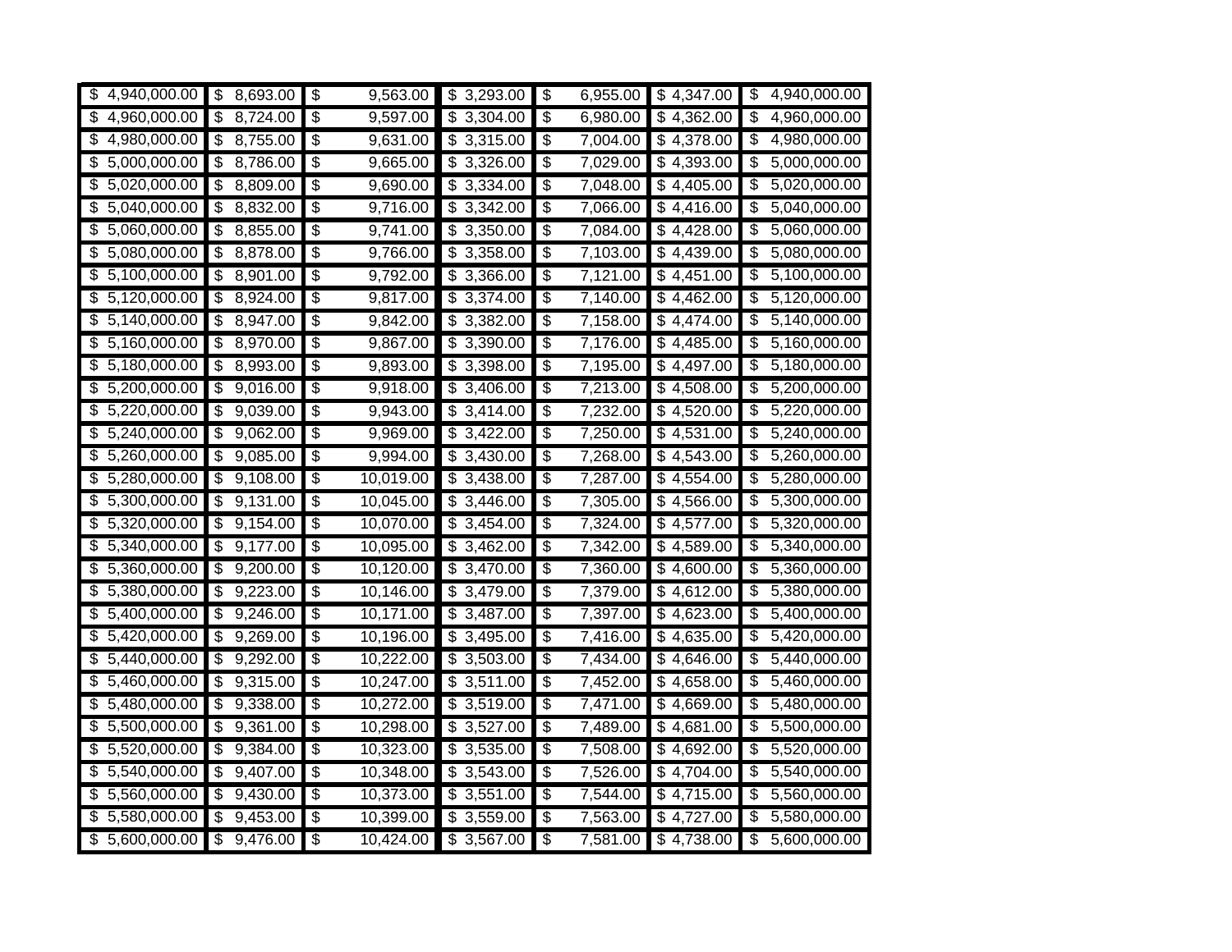| | | | | | | |
|---|---|---|---|---|---|---|
| $ 4,940,000.00 | $ 8,693.00 | $ 9,563.00 | $ 3,293.00 | $ 6,955.00 | $ 4,347.00 | $ 4,940,000.00 |
| $ 4,960,000.00 | $ 8,724.00 | $ 9,597.00 | $ 3,304.00 | $ 6,980.00 | $ 4,362.00 | $ 4,960,000.00 |
| $ 4,980,000.00 | $ 8,755.00 | $ 9,631.00 | $ 3,315.00 | $ 7,004.00 | $ 4,378.00 | $ 4,980,000.00 |
| $ 5,000,000.00 | $ 8,786.00 | $ 9,665.00 | $ 3,326.00 | $ 7,029.00 | $ 4,393.00 | $ 5,000,000.00 |
| $ 5,020,000.00 | $ 8,809.00 | $ 9,690.00 | $ 3,334.00 | $ 7,048.00 | $ 4,405.00 | $ 5,020,000.00 |
| $ 5,040,000.00 | $ 8,832.00 | $ 9,716.00 | $ 3,342.00 | $ 7,066.00 | $ 4,416.00 | $ 5,040,000.00 |
| $ 5,060,000.00 | $ 8,855.00 | $ 9,741.00 | $ 3,350.00 | $ 7,084.00 | $ 4,428.00 | $ 5,060,000.00 |
| $ 5,080,000.00 | $ 8,878.00 | $ 9,766.00 | $ 3,358.00 | $ 7,103.00 | $ 4,439.00 | $ 5,080,000.00 |
| $ 5,100,000.00 | $ 8,901.00 | $ 9,792.00 | $ 3,366.00 | $ 7,121.00 | $ 4,451.00 | $ 5,100,000.00 |
| $ 5,120,000.00 | $ 8,924.00 | $ 9,817.00 | $ 3,374.00 | $ 7,140.00 | $ 4,462.00 | $ 5,120,000.00 |
| $ 5,140,000.00 | $ 8,947.00 | $ 9,842.00 | $ 3,382.00 | $ 7,158.00 | $ 4,474.00 | $ 5,140,000.00 |
| $ 5,160,000.00 | $ 8,970.00 | $ 9,867.00 | $ 3,390.00 | $ 7,176.00 | $ 4,485.00 | $ 5,160,000.00 |
| $ 5,180,000.00 | $ 8,993.00 | $ 9,893.00 | $ 3,398.00 | $ 7,195.00 | $ 4,497.00 | $ 5,180,000.00 |
| $ 5,200,000.00 | $ 9,016.00 | $ 9,918.00 | $ 3,406.00 | $ 7,213.00 | $ 4,508.00 | $ 5,200,000.00 |
| $ 5,220,000.00 | $ 9,039.00 | $ 9,943.00 | $ 3,414.00 | $ 7,232.00 | $ 4,520.00 | $ 5,220,000.00 |
| $ 5,240,000.00 | $ 9,062.00 | $ 9,969.00 | $ 3,422.00 | $ 7,250.00 | $ 4,531.00 | $ 5,240,000.00 |
| $ 5,260,000.00 | $ 9,085.00 | $ 9,994.00 | $ 3,430.00 | $ 7,268.00 | $ 4,543.00 | $ 5,260,000.00 |
| $ 5,280,000.00 | $ 9,108.00 | $ 10,019.00 | $ 3,438.00 | $ 7,287.00 | $ 4,554.00 | $ 5,280,000.00 |
| $ 5,300,000.00 | $ 9,131.00 | $ 10,045.00 | $ 3,446.00 | $ 7,305.00 | $ 4,566.00 | $ 5,300,000.00 |
| $ 5,320,000.00 | $ 9,154.00 | $ 10,070.00 | $ 3,454.00 | $ 7,324.00 | $ 4,577.00 | $ 5,320,000.00 |
| $ 5,340,000.00 | $ 9,177.00 | $ 10,095.00 | $ 3,462.00 | $ 7,342.00 | $ 4,589.00 | $ 5,340,000.00 |
| $ 5,360,000.00 | $ 9,200.00 | $ 10,120.00 | $ 3,470.00 | $ 7,360.00 | $ 4,600.00 | $ 5,360,000.00 |
| $ 5,380,000.00 | $ 9,223.00 | $ 10,146.00 | $ 3,479.00 | $ 7,379.00 | $ 4,612.00 | $ 5,380,000.00 |
| $ 5,400,000.00 | $ 9,246.00 | $ 10,171.00 | $ 3,487.00 | $ 7,397.00 | $ 4,623.00 | $ 5,400,000.00 |
| $ 5,420,000.00 | $ 9,269.00 | $ 10,196.00 | $ 3,495.00 | $ 7,416.00 | $ 4,635.00 | $ 5,420,000.00 |
| $ 5,440,000.00 | $ 9,292.00 | $ 10,222.00 | $ 3,503.00 | $ 7,434.00 | $ 4,646.00 | $ 5,440,000.00 |
| $ 5,460,000.00 | $ 9,315.00 | $ 10,247.00 | $ 3,511.00 | $ 7,452.00 | $ 4,658.00 | $ 5,460,000.00 |
| $ 5,480,000.00 | $ 9,338.00 | $ 10,272.00 | $ 3,519.00 | $ 7,471.00 | $ 4,669.00 | $ 5,480,000.00 |
| $ 5,500,000.00 | $ 9,361.00 | $ 10,298.00 | $ 3,527.00 | $ 7,489.00 | $ 4,681.00 | $ 5,500,000.00 |
| $ 5,520,000.00 | $ 9,384.00 | $ 10,323.00 | $ 3,535.00 | $ 7,508.00 | $ 4,692.00 | $ 5,520,000.00 |
| $ 5,540,000.00 | $ 9,407.00 | $ 10,348.00 | $ 3,543.00 | $ 7,526.00 | $ 4,704.00 | $ 5,540,000.00 |
| $ 5,560,000.00 | $ 9,430.00 | $ 10,373.00 | $ 3,551.00 | $ 7,544.00 | $ 4,715.00 | $ 5,560,000.00 |
| $ 5,580,000.00 | $ 9,453.00 | $ 10,399.00 | $ 3,559.00 | $ 7,563.00 | $ 4,727.00 | $ 5,580,000.00 |
| $ 5,600,000.00 | $ 9,476.00 | $ 10,424.00 | $ 3,567.00 | $ 7,581.00 | $ 4,738.00 | $ 5,600,000.00 |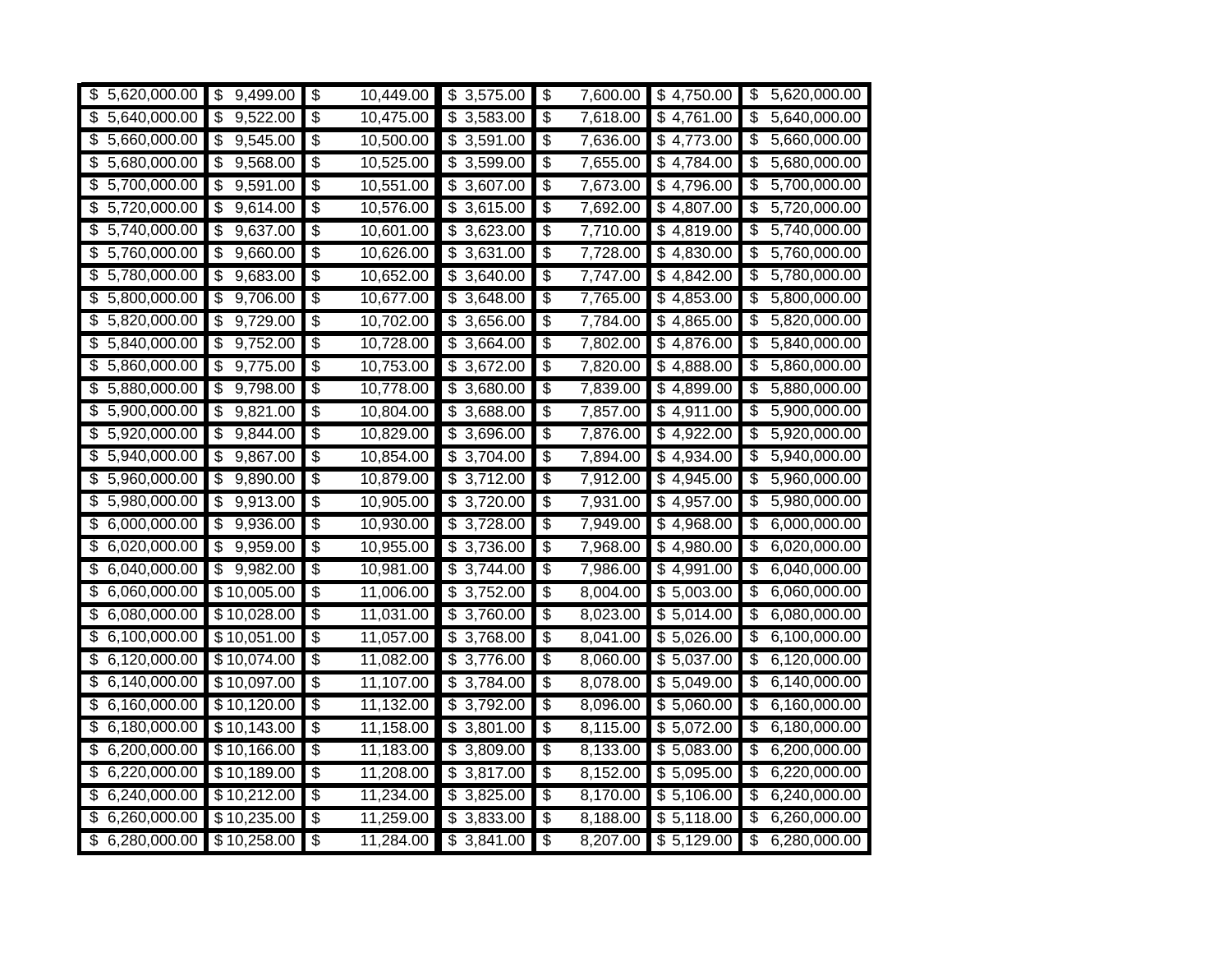| | | | | | | |
|---|---|---|---|---|---|---|
| $ 5,620,000.00 | $ 9,499.00 | $ 10,449.00 | $ 3,575.00 | $ 7,600.00 | $ 4,750.00 | $ 5,620,000.00 |
| $ 5,640,000.00 | $ 9,522.00 | $ 10,475.00 | $ 3,583.00 | $ 7,618.00 | $ 4,761.00 | $ 5,640,000.00 |
| $ 5,660,000.00 | $ 9,545.00 | $ 10,500.00 | $ 3,591.00 | $ 7,636.00 | $ 4,773.00 | $ 5,660,000.00 |
| $ 5,680,000.00 | $ 9,568.00 | $ 10,525.00 | $ 3,599.00 | $ 7,655.00 | $ 4,784.00 | $ 5,680,000.00 |
| $ 5,700,000.00 | $ 9,591.00 | $ 10,551.00 | $ 3,607.00 | $ 7,673.00 | $ 4,796.00 | $ 5,700,000.00 |
| $ 5,720,000.00 | $ 9,614.00 | $ 10,576.00 | $ 3,615.00 | $ 7,692.00 | $ 4,807.00 | $ 5,720,000.00 |
| $ 5,740,000.00 | $ 9,637.00 | $ 10,601.00 | $ 3,623.00 | $ 7,710.00 | $ 4,819.00 | $ 5,740,000.00 |
| $ 5,760,000.00 | $ 9,660.00 | $ 10,626.00 | $ 3,631.00 | $ 7,728.00 | $ 4,830.00 | $ 5,760,000.00 |
| $ 5,780,000.00 | $ 9,683.00 | $ 10,652.00 | $ 3,640.00 | $ 7,747.00 | $ 4,842.00 | $ 5,780,000.00 |
| $ 5,800,000.00 | $ 9,706.00 | $ 10,677.00 | $ 3,648.00 | $ 7,765.00 | $ 4,853.00 | $ 5,800,000.00 |
| $ 5,820,000.00 | $ 9,729.00 | $ 10,702.00 | $ 3,656.00 | $ 7,784.00 | $ 4,865.00 | $ 5,820,000.00 |
| $ 5,840,000.00 | $ 9,752.00 | $ 10,728.00 | $ 3,664.00 | $ 7,802.00 | $ 4,876.00 | $ 5,840,000.00 |
| $ 5,860,000.00 | $ 9,775.00 | $ 10,753.00 | $ 3,672.00 | $ 7,820.00 | $ 4,888.00 | $ 5,860,000.00 |
| $ 5,880,000.00 | $ 9,798.00 | $ 10,778.00 | $ 3,680.00 | $ 7,839.00 | $ 4,899.00 | $ 5,880,000.00 |
| $ 5,900,000.00 | $ 9,821.00 | $ 10,804.00 | $ 3,688.00 | $ 7,857.00 | $ 4,911.00 | $ 5,900,000.00 |
| $ 5,920,000.00 | $ 9,844.00 | $ 10,829.00 | $ 3,696.00 | $ 7,876.00 | $ 4,922.00 | $ 5,920,000.00 |
| $ 5,940,000.00 | $ 9,867.00 | $ 10,854.00 | $ 3,704.00 | $ 7,894.00 | $ 4,934.00 | $ 5,940,000.00 |
| $ 5,960,000.00 | $ 9,890.00 | $ 10,879.00 | $ 3,712.00 | $ 7,912.00 | $ 4,945.00 | $ 5,960,000.00 |
| $ 5,980,000.00 | $ 9,913.00 | $ 10,905.00 | $ 3,720.00 | $ 7,931.00 | $ 4,957.00 | $ 5,980,000.00 |
| $ 6,000,000.00 | $ 9,936.00 | $ 10,930.00 | $ 3,728.00 | $ 7,949.00 | $ 4,968.00 | $ 6,000,000.00 |
| $ 6,020,000.00 | $ 9,959.00 | $ 10,955.00 | $ 3,736.00 | $ 7,968.00 | $ 4,980.00 | $ 6,020,000.00 |
| $ 6,040,000.00 | $ 9,982.00 | $ 10,981.00 | $ 3,744.00 | $ 7,986.00 | $ 4,991.00 | $ 6,040,000.00 |
| $ 6,060,000.00 | $ 10,005.00 | $ 11,006.00 | $ 3,752.00 | $ 8,004.00 | $ 5,003.00 | $ 6,060,000.00 |
| $ 6,080,000.00 | $ 10,028.00 | $ 11,031.00 | $ 3,760.00 | $ 8,023.00 | $ 5,014.00 | $ 6,080,000.00 |
| $ 6,100,000.00 | $ 10,051.00 | $ 11,057.00 | $ 3,768.00 | $ 8,041.00 | $ 5,026.00 | $ 6,100,000.00 |
| $ 6,120,000.00 | $ 10,074.00 | $ 11,082.00 | $ 3,776.00 | $ 8,060.00 | $ 5,037.00 | $ 6,120,000.00 |
| $ 6,140,000.00 | $ 10,097.00 | $ 11,107.00 | $ 3,784.00 | $ 8,078.00 | $ 5,049.00 | $ 6,140,000.00 |
| $ 6,160,000.00 | $ 10,120.00 | $ 11,132.00 | $ 3,792.00 | $ 8,096.00 | $ 5,060.00 | $ 6,160,000.00 |
| $ 6,180,000.00 | $ 10,143.00 | $ 11,158.00 | $ 3,801.00 | $ 8,115.00 | $ 5,072.00 | $ 6,180,000.00 |
| $ 6,200,000.00 | $ 10,166.00 | $ 11,183.00 | $ 3,809.00 | $ 8,133.00 | $ 5,083.00 | $ 6,200,000.00 |
| $ 6,220,000.00 | $ 10,189.00 | $ 11,208.00 | $ 3,817.00 | $ 8,152.00 | $ 5,095.00 | $ 6,220,000.00 |
| $ 6,240,000.00 | $ 10,212.00 | $ 11,234.00 | $ 3,825.00 | $ 8,170.00 | $ 5,106.00 | $ 6,240,000.00 |
| $ 6,260,000.00 | $ 10,235.00 | $ 11,259.00 | $ 3,833.00 | $ 8,188.00 | $ 5,118.00 | $ 6,260,000.00 |
| $ 6,280,000.00 | $ 10,258.00 | $ 11,284.00 | $ 3,841.00 | $ 8,207.00 | $ 5,129.00 | $ 6,280,000.00 |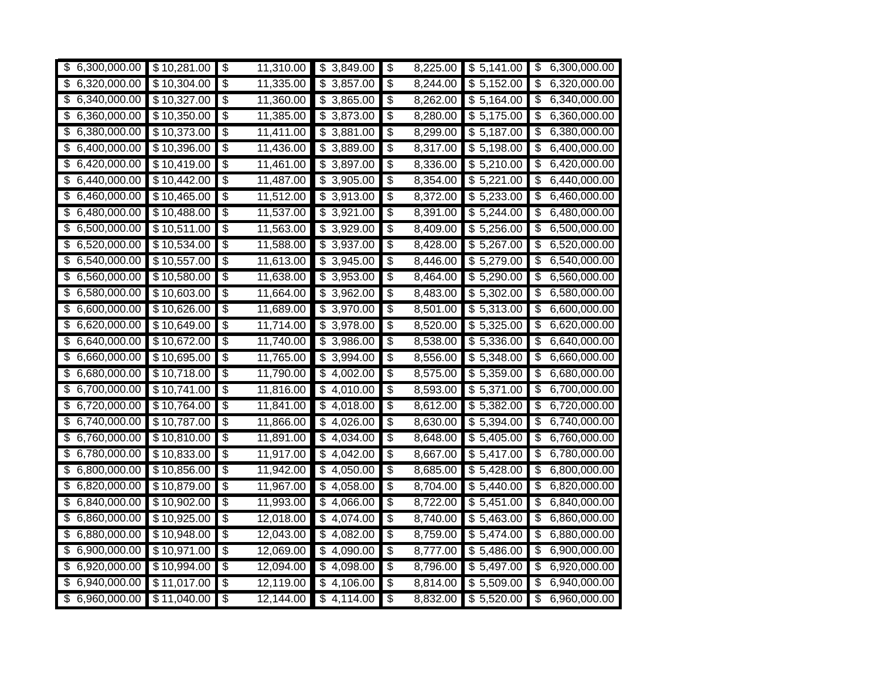| | | | | | | |
|---|---|---|---|---|---|---|
| $ 6,300,000.00 | $ 10,281.00 | $ 11,310.00 | $ 3,849.00 | $ 8,225.00 | $ 5,141.00 | $ 6,300,000.00 |
| $ 6,320,000.00 | $ 10,304.00 | $ 11,335.00 | $ 3,857.00 | $ 8,244.00 | $ 5,152.00 | $ 6,320,000.00 |
| $ 6,340,000.00 | $ 10,327.00 | $ 11,360.00 | $ 3,865.00 | $ 8,262.00 | $ 5,164.00 | $ 6,340,000.00 |
| $ 6,360,000.00 | $ 10,350.00 | $ 11,385.00 | $ 3,873.00 | $ 8,280.00 | $ 5,175.00 | $ 6,360,000.00 |
| $ 6,380,000.00 | $ 10,373.00 | $ 11,411.00 | $ 3,881.00 | $ 8,299.00 | $ 5,187.00 | $ 6,380,000.00 |
| $ 6,400,000.00 | $ 10,396.00 | $ 11,436.00 | $ 3,889.00 | $ 8,317.00 | $ 5,198.00 | $ 6,400,000.00 |
| $ 6,420,000.00 | $ 10,419.00 | $ 11,461.00 | $ 3,897.00 | $ 8,336.00 | $ 5,210.00 | $ 6,420,000.00 |
| $ 6,440,000.00 | $ 10,442.00 | $ 11,487.00 | $ 3,905.00 | $ 8,354.00 | $ 5,221.00 | $ 6,440,000.00 |
| $ 6,460,000.00 | $ 10,465.00 | $ 11,512.00 | $ 3,913.00 | $ 8,372.00 | $ 5,233.00 | $ 6,460,000.00 |
| $ 6,480,000.00 | $ 10,488.00 | $ 11,537.00 | $ 3,921.00 | $ 8,391.00 | $ 5,244.00 | $ 6,480,000.00 |
| $ 6,500,000.00 | $ 10,511.00 | $ 11,563.00 | $ 3,929.00 | $ 8,409.00 | $ 5,256.00 | $ 6,500,000.00 |
| $ 6,520,000.00 | $ 10,534.00 | $ 11,588.00 | $ 3,937.00 | $ 8,428.00 | $ 5,267.00 | $ 6,520,000.00 |
| $ 6,540,000.00 | $ 10,557.00 | $ 11,613.00 | $ 3,945.00 | $ 8,446.00 | $ 5,279.00 | $ 6,540,000.00 |
| $ 6,560,000.00 | $ 10,580.00 | $ 11,638.00 | $ 3,953.00 | $ 8,464.00 | $ 5,290.00 | $ 6,560,000.00 |
| $ 6,580,000.00 | $ 10,603.00 | $ 11,664.00 | $ 3,962.00 | $ 8,483.00 | $ 5,302.00 | $ 6,580,000.00 |
| $ 6,600,000.00 | $ 10,626.00 | $ 11,689.00 | $ 3,970.00 | $ 8,501.00 | $ 5,313.00 | $ 6,600,000.00 |
| $ 6,620,000.00 | $ 10,649.00 | $ 11,714.00 | $ 3,978.00 | $ 8,520.00 | $ 5,325.00 | $ 6,620,000.00 |
| $ 6,640,000.00 | $ 10,672.00 | $ 11,740.00 | $ 3,986.00 | $ 8,538.00 | $ 5,336.00 | $ 6,640,000.00 |
| $ 6,660,000.00 | $ 10,695.00 | $ 11,765.00 | $ 3,994.00 | $ 8,556.00 | $ 5,348.00 | $ 6,660,000.00 |
| $ 6,680,000.00 | $ 10,718.00 | $ 11,790.00 | $ 4,002.00 | $ 8,575.00 | $ 5,359.00 | $ 6,680,000.00 |
| $ 6,700,000.00 | $ 10,741.00 | $ 11,816.00 | $ 4,010.00 | $ 8,593.00 | $ 5,371.00 | $ 6,700,000.00 |
| $ 6,720,000.00 | $ 10,764.00 | $ 11,841.00 | $ 4,018.00 | $ 8,612.00 | $ 5,382.00 | $ 6,720,000.00 |
| $ 6,740,000.00 | $ 10,787.00 | $ 11,866.00 | $ 4,026.00 | $ 8,630.00 | $ 5,394.00 | $ 6,740,000.00 |
| $ 6,760,000.00 | $ 10,810.00 | $ 11,891.00 | $ 4,034.00 | $ 8,648.00 | $ 5,405.00 | $ 6,760,000.00 |
| $ 6,780,000.00 | $ 10,833.00 | $ 11,917.00 | $ 4,042.00 | $ 8,667.00 | $ 5,417.00 | $ 6,780,000.00 |
| $ 6,800,000.00 | $ 10,856.00 | $ 11,942.00 | $ 4,050.00 | $ 8,685.00 | $ 5,428.00 | $ 6,800,000.00 |
| $ 6,820,000.00 | $ 10,879.00 | $ 11,967.00 | $ 4,058.00 | $ 8,704.00 | $ 5,440.00 | $ 6,820,000.00 |
| $ 6,840,000.00 | $ 10,902.00 | $ 11,993.00 | $ 4,066.00 | $ 8,722.00 | $ 5,451.00 | $ 6,840,000.00 |
| $ 6,860,000.00 | $ 10,925.00 | $ 12,018.00 | $ 4,074.00 | $ 8,740.00 | $ 5,463.00 | $ 6,860,000.00 |
| $ 6,880,000.00 | $ 10,948.00 | $ 12,043.00 | $ 4,082.00 | $ 8,759.00 | $ 5,474.00 | $ 6,880,000.00 |
| $ 6,900,000.00 | $ 10,971.00 | $ 12,069.00 | $ 4,090.00 | $ 8,777.00 | $ 5,486.00 | $ 6,900,000.00 |
| $ 6,920,000.00 | $ 10,994.00 | $ 12,094.00 | $ 4,098.00 | $ 8,796.00 | $ 5,497.00 | $ 6,920,000.00 |
| $ 6,940,000.00 | $ 11,017.00 | $ 12,119.00 | $ 4,106.00 | $ 8,814.00 | $ 5,509.00 | $ 6,940,000.00 |
| $ 6,960,000.00 | $ 11,040.00 | $ 12,144.00 | $ 4,114.00 | $ 8,832.00 | $ 5,520.00 | $ 6,960,000.00 |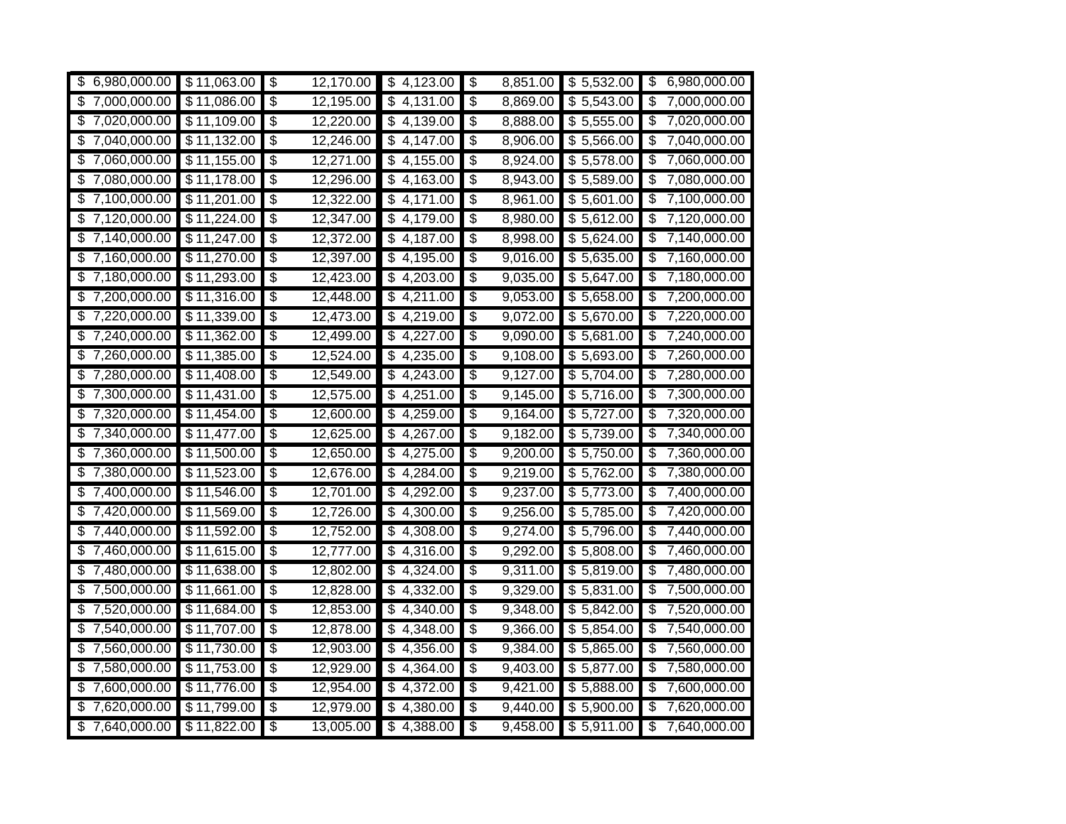| | | | | | | |
|---|---|---|---|---|---|---|
| $ 6,980,000.00 | $ 11,063.00 | $ 12,170.00 | $ 4,123.00 | $ 8,851.00 | $ 5,532.00 | $ 6,980,000.00 |
| $ 7,000,000.00 | $ 11,086.00 | $ 12,195.00 | $ 4,131.00 | $ 8,869.00 | $ 5,543.00 | $ 7,000,000.00 |
| $ 7,020,000.00 | $ 11,109.00 | $ 12,220.00 | $ 4,139.00 | $ 8,888.00 | $ 5,555.00 | $ 7,020,000.00 |
| $ 7,040,000.00 | $ 11,132.00 | $ 12,246.00 | $ 4,147.00 | $ 8,906.00 | $ 5,566.00 | $ 7,040,000.00 |
| $ 7,060,000.00 | $ 11,155.00 | $ 12,271.00 | $ 4,155.00 | $ 8,924.00 | $ 5,578.00 | $ 7,060,000.00 |
| $ 7,080,000.00 | $ 11,178.00 | $ 12,296.00 | $ 4,163.00 | $ 8,943.00 | $ 5,589.00 | $ 7,080,000.00 |
| $ 7,100,000.00 | $ 11,201.00 | $ 12,322.00 | $ 4,171.00 | $ 8,961.00 | $ 5,601.00 | $ 7,100,000.00 |
| $ 7,120,000.00 | $ 11,224.00 | $ 12,347.00 | $ 4,179.00 | $ 8,980.00 | $ 5,612.00 | $ 7,120,000.00 |
| $ 7,140,000.00 | $ 11,247.00 | $ 12,372.00 | $ 4,187.00 | $ 8,998.00 | $ 5,624.00 | $ 7,140,000.00 |
| $ 7,160,000.00 | $ 11,270.00 | $ 12,397.00 | $ 4,195.00 | $ 9,016.00 | $ 5,635.00 | $ 7,160,000.00 |
| $ 7,180,000.00 | $ 11,293.00 | $ 12,423.00 | $ 4,203.00 | $ 9,035.00 | $ 5,647.00 | $ 7,180,000.00 |
| $ 7,200,000.00 | $ 11,316.00 | $ 12,448.00 | $ 4,211.00 | $ 9,053.00 | $ 5,658.00 | $ 7,200,000.00 |
| $ 7,220,000.00 | $ 11,339.00 | $ 12,473.00 | $ 4,219.00 | $ 9,072.00 | $ 5,670.00 | $ 7,220,000.00 |
| $ 7,240,000.00 | $ 11,362.00 | $ 12,499.00 | $ 4,227.00 | $ 9,090.00 | $ 5,681.00 | $ 7,240,000.00 |
| $ 7,260,000.00 | $ 11,385.00 | $ 12,524.00 | $ 4,235.00 | $ 9,108.00 | $ 5,693.00 | $ 7,260,000.00 |
| $ 7,280,000.00 | $ 11,408.00 | $ 12,549.00 | $ 4,243.00 | $ 9,127.00 | $ 5,704.00 | $ 7,280,000.00 |
| $ 7,300,000.00 | $ 11,431.00 | $ 12,575.00 | $ 4,251.00 | $ 9,145.00 | $ 5,716.00 | $ 7,300,000.00 |
| $ 7,320,000.00 | $ 11,454.00 | $ 12,600.00 | $ 4,259.00 | $ 9,164.00 | $ 5,727.00 | $ 7,320,000.00 |
| $ 7,340,000.00 | $ 11,477.00 | $ 12,625.00 | $ 4,267.00 | $ 9,182.00 | $ 5,739.00 | $ 7,340,000.00 |
| $ 7,360,000.00 | $ 11,500.00 | $ 12,650.00 | $ 4,275.00 | $ 9,200.00 | $ 5,750.00 | $ 7,360,000.00 |
| $ 7,380,000.00 | $ 11,523.00 | $ 12,676.00 | $ 4,284.00 | $ 9,219.00 | $ 5,762.00 | $ 7,380,000.00 |
| $ 7,400,000.00 | $ 11,546.00 | $ 12,701.00 | $ 4,292.00 | $ 9,237.00 | $ 5,773.00 | $ 7,400,000.00 |
| $ 7,420,000.00 | $ 11,569.00 | $ 12,726.00 | $ 4,300.00 | $ 9,256.00 | $ 5,785.00 | $ 7,420,000.00 |
| $ 7,440,000.00 | $ 11,592.00 | $ 12,752.00 | $ 4,308.00 | $ 9,274.00 | $ 5,796.00 | $ 7,440,000.00 |
| $ 7,460,000.00 | $ 11,615.00 | $ 12,777.00 | $ 4,316.00 | $ 9,292.00 | $ 5,808.00 | $ 7,460,000.00 |
| $ 7,480,000.00 | $ 11,638.00 | $ 12,802.00 | $ 4,324.00 | $ 9,311.00 | $ 5,819.00 | $ 7,480,000.00 |
| $ 7,500,000.00 | $ 11,661.00 | $ 12,828.00 | $ 4,332.00 | $ 9,329.00 | $ 5,831.00 | $ 7,500,000.00 |
| $ 7,520,000.00 | $ 11,684.00 | $ 12,853.00 | $ 4,340.00 | $ 9,348.00 | $ 5,842.00 | $ 7,520,000.00 |
| $ 7,540,000.00 | $ 11,707.00 | $ 12,878.00 | $ 4,348.00 | $ 9,366.00 | $ 5,854.00 | $ 7,540,000.00 |
| $ 7,560,000.00 | $ 11,730.00 | $ 12,903.00 | $ 4,356.00 | $ 9,384.00 | $ 5,865.00 | $ 7,560,000.00 |
| $ 7,580,000.00 | $ 11,753.00 | $ 12,929.00 | $ 4,364.00 | $ 9,403.00 | $ 5,877.00 | $ 7,580,000.00 |
| $ 7,600,000.00 | $ 11,776.00 | $ 12,954.00 | $ 4,372.00 | $ 9,421.00 | $ 5,888.00 | $ 7,600,000.00 |
| $ 7,620,000.00 | $ 11,799.00 | $ 12,979.00 | $ 4,380.00 | $ 9,440.00 | $ 5,900.00 | $ 7,620,000.00 |
| $ 7,640,000.00 | $ 11,822.00 | $ 13,005.00 | $ 4,388.00 | $ 9,458.00 | $ 5,911.00 | $ 7,640,000.00 |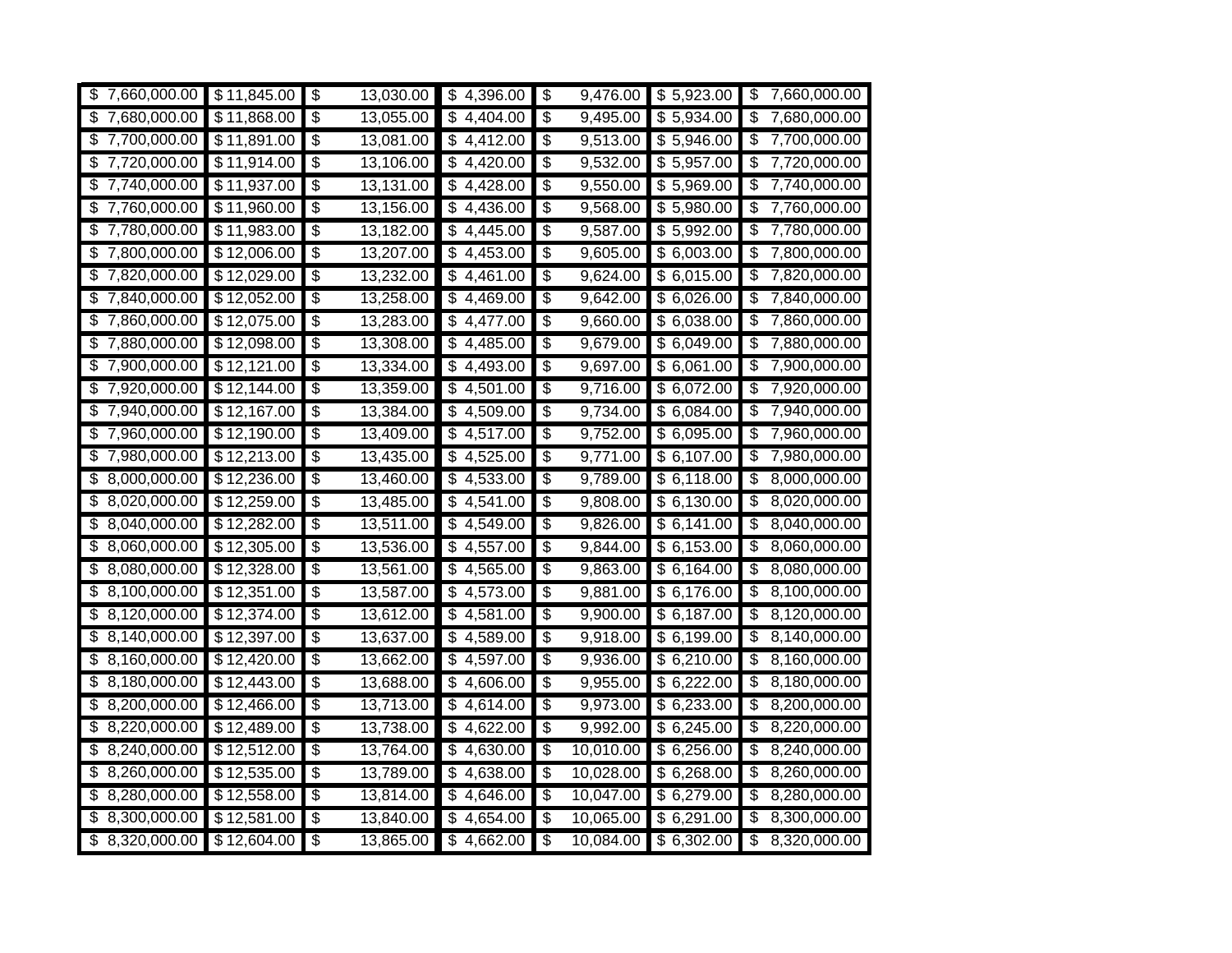| | | | | | | |
|---|---|---|---|---|---|---|
| $ 7,660,000.00 | $ 11,845.00 | $ 13,030.00 | $ 4,396.00 | $ 9,476.00 | $ 5,923.00 | $ 7,660,000.00 |
| $ 7,680,000.00 | $ 11,868.00 | $ 13,055.00 | $ 4,404.00 | $ 9,495.00 | $ 5,934.00 | $ 7,680,000.00 |
| $ 7,700,000.00 | $ 11,891.00 | $ 13,081.00 | $ 4,412.00 | $ 9,513.00 | $ 5,946.00 | $ 7,700,000.00 |
| $ 7,720,000.00 | $ 11,914.00 | $ 13,106.00 | $ 4,420.00 | $ 9,532.00 | $ 5,957.00 | $ 7,720,000.00 |
| $ 7,740,000.00 | $ 11,937.00 | $ 13,131.00 | $ 4,428.00 | $ 9,550.00 | $ 5,969.00 | $ 7,740,000.00 |
| $ 7,760,000.00 | $ 11,960.00 | $ 13,156.00 | $ 4,436.00 | $ 9,568.00 | $ 5,980.00 | $ 7,760,000.00 |
| $ 7,780,000.00 | $ 11,983.00 | $ 13,182.00 | $ 4,445.00 | $ 9,587.00 | $ 5,992.00 | $ 7,780,000.00 |
| $ 7,800,000.00 | $ 12,006.00 | $ 13,207.00 | $ 4,453.00 | $ 9,605.00 | $ 6,003.00 | $ 7,800,000.00 |
| $ 7,820,000.00 | $ 12,029.00 | $ 13,232.00 | $ 4,461.00 | $ 9,624.00 | $ 6,015.00 | $ 7,820,000.00 |
| $ 7,840,000.00 | $ 12,052.00 | $ 13,258.00 | $ 4,469.00 | $ 9,642.00 | $ 6,026.00 | $ 7,840,000.00 |
| $ 7,860,000.00 | $ 12,075.00 | $ 13,283.00 | $ 4,477.00 | $ 9,660.00 | $ 6,038.00 | $ 7,860,000.00 |
| $ 7,880,000.00 | $ 12,098.00 | $ 13,308.00 | $ 4,485.00 | $ 9,679.00 | $ 6,049.00 | $ 7,880,000.00 |
| $ 7,900,000.00 | $ 12,121.00 | $ 13,334.00 | $ 4,493.00 | $ 9,697.00 | $ 6,061.00 | $ 7,900,000.00 |
| $ 7,920,000.00 | $ 12,144.00 | $ 13,359.00 | $ 4,501.00 | $ 9,716.00 | $ 6,072.00 | $ 7,920,000.00 |
| $ 7,940,000.00 | $ 12,167.00 | $ 13,384.00 | $ 4,509.00 | $ 9,734.00 | $ 6,084.00 | $ 7,940,000.00 |
| $ 7,960,000.00 | $ 12,190.00 | $ 13,409.00 | $ 4,517.00 | $ 9,752.00 | $ 6,095.00 | $ 7,960,000.00 |
| $ 7,980,000.00 | $ 12,213.00 | $ 13,435.00 | $ 4,525.00 | $ 9,771.00 | $ 6,107.00 | $ 7,980,000.00 |
| $ 8,000,000.00 | $ 12,236.00 | $ 13,460.00 | $ 4,533.00 | $ 9,789.00 | $ 6,118.00 | $ 8,000,000.00 |
| $ 8,020,000.00 | $ 12,259.00 | $ 13,485.00 | $ 4,541.00 | $ 9,808.00 | $ 6,130.00 | $ 8,020,000.00 |
| $ 8,040,000.00 | $ 12,282.00 | $ 13,511.00 | $ 4,549.00 | $ 9,826.00 | $ 6,141.00 | $ 8,040,000.00 |
| $ 8,060,000.00 | $ 12,305.00 | $ 13,536.00 | $ 4,557.00 | $ 9,844.00 | $ 6,153.00 | $ 8,060,000.00 |
| $ 8,080,000.00 | $ 12,328.00 | $ 13,561.00 | $ 4,565.00 | $ 9,863.00 | $ 6,164.00 | $ 8,080,000.00 |
| $ 8,100,000.00 | $ 12,351.00 | $ 13,587.00 | $ 4,573.00 | $ 9,881.00 | $ 6,176.00 | $ 8,100,000.00 |
| $ 8,120,000.00 | $ 12,374.00 | $ 13,612.00 | $ 4,581.00 | $ 9,900.00 | $ 6,187.00 | $ 8,120,000.00 |
| $ 8,140,000.00 | $ 12,397.00 | $ 13,637.00 | $ 4,589.00 | $ 9,918.00 | $ 6,199.00 | $ 8,140,000.00 |
| $ 8,160,000.00 | $ 12,420.00 | $ 13,662.00 | $ 4,597.00 | $ 9,936.00 | $ 6,210.00 | $ 8,160,000.00 |
| $ 8,180,000.00 | $ 12,443.00 | $ 13,688.00 | $ 4,606.00 | $ 9,955.00 | $ 6,222.00 | $ 8,180,000.00 |
| $ 8,200,000.00 | $ 12,466.00 | $ 13,713.00 | $ 4,614.00 | $ 9,973.00 | $ 6,233.00 | $ 8,200,000.00 |
| $ 8,220,000.00 | $ 12,489.00 | $ 13,738.00 | $ 4,622.00 | $ 9,992.00 | $ 6,245.00 | $ 8,220,000.00 |
| $ 8,240,000.00 | $ 12,512.00 | $ 13,764.00 | $ 4,630.00 | $ 10,010.00 | $ 6,256.00 | $ 8,240,000.00 |
| $ 8,260,000.00 | $ 12,535.00 | $ 13,789.00 | $ 4,638.00 | $ 10,028.00 | $ 6,268.00 | $ 8,260,000.00 |
| $ 8,280,000.00 | $ 12,558.00 | $ 13,814.00 | $ 4,646.00 | $ 10,047.00 | $ 6,279.00 | $ 8,280,000.00 |
| $ 8,300,000.00 | $ 12,581.00 | $ 13,840.00 | $ 4,654.00 | $ 10,065.00 | $ 6,291.00 | $ 8,300,000.00 |
| $ 8,320,000.00 | $ 12,604.00 | $ 13,865.00 | $ 4,662.00 | $ 10,084.00 | $ 6,302.00 | $ 8,320,000.00 |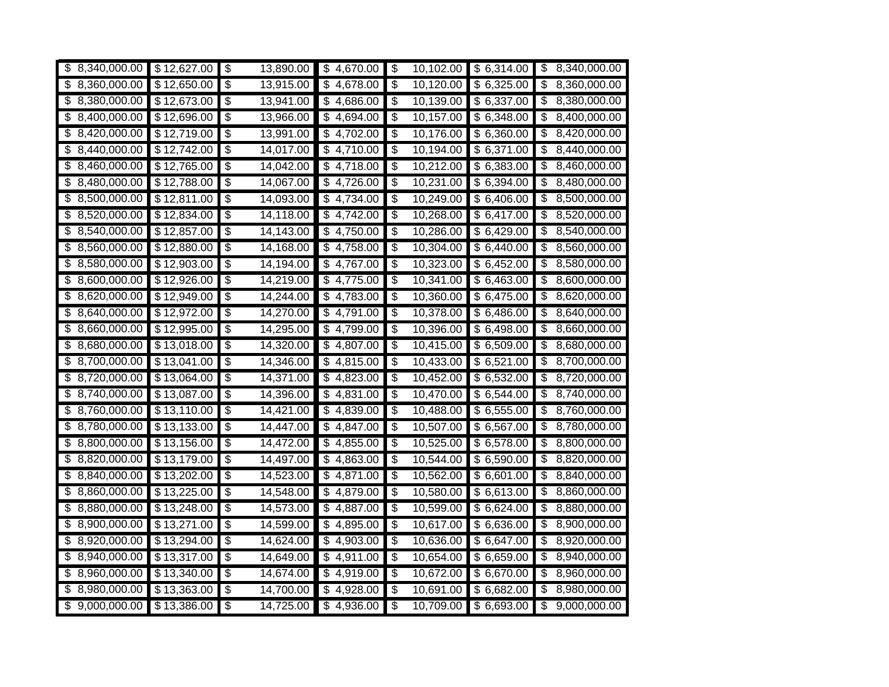| | | | | | | |
|---|---|---|---|---|---|---|
| $ 8,340,000.00 | $ 12,627.00 | $ 13,890.00 | $ 4,670.00 | $ 10,102.00 | $ 6,314.00 | $ 8,340,000.00 |
| $ 8,360,000.00 | $ 12,650.00 | $ 13,915.00 | $ 4,678.00 | $ 10,120.00 | $ 6,325.00 | $ 8,360,000.00 |
| $ 8,380,000.00 | $ 12,673.00 | $ 13,941.00 | $ 4,686.00 | $ 10,139.00 | $ 6,337.00 | $ 8,380,000.00 |
| $ 8,400,000.00 | $ 12,696.00 | $ 13,966.00 | $ 4,694.00 | $ 10,157.00 | $ 6,348.00 | $ 8,400,000.00 |
| $ 8,420,000.00 | $ 12,719.00 | $ 13,991.00 | $ 4,702.00 | $ 10,176.00 | $ 6,360.00 | $ 8,420,000.00 |
| $ 8,440,000.00 | $ 12,742.00 | $ 14,017.00 | $ 4,710.00 | $ 10,194.00 | $ 6,371.00 | $ 8,440,000.00 |
| $ 8,460,000.00 | $ 12,765.00 | $ 14,042.00 | $ 4,718.00 | $ 10,212.00 | $ 6,383.00 | $ 8,460,000.00 |
| $ 8,480,000.00 | $ 12,788.00 | $ 14,067.00 | $ 4,726.00 | $ 10,231.00 | $ 6,394.00 | $ 8,480,000.00 |
| $ 8,500,000.00 | $ 12,811.00 | $ 14,093.00 | $ 4,734.00 | $ 10,249.00 | $ 6,406.00 | $ 8,500,000.00 |
| $ 8,520,000.00 | $ 12,834.00 | $ 14,118.00 | $ 4,742.00 | $ 10,268.00 | $ 6,417.00 | $ 8,520,000.00 |
| $ 8,540,000.00 | $ 12,857.00 | $ 14,143.00 | $ 4,750.00 | $ 10,286.00 | $ 6,429.00 | $ 8,540,000.00 |
| $ 8,560,000.00 | $ 12,880.00 | $ 14,168.00 | $ 4,758.00 | $ 10,304.00 | $ 6,440.00 | $ 8,560,000.00 |
| $ 8,580,000.00 | $ 12,903.00 | $ 14,194.00 | $ 4,767.00 | $ 10,323.00 | $ 6,452.00 | $ 8,580,000.00 |
| $ 8,600,000.00 | $ 12,926.00 | $ 14,219.00 | $ 4,775.00 | $ 10,341.00 | $ 6,463.00 | $ 8,600,000.00 |
| $ 8,620,000.00 | $ 12,949.00 | $ 14,244.00 | $ 4,783.00 | $ 10,360.00 | $ 6,475.00 | $ 8,620,000.00 |
| $ 8,640,000.00 | $ 12,972.00 | $ 14,270.00 | $ 4,791.00 | $ 10,378.00 | $ 6,486.00 | $ 8,640,000.00 |
| $ 8,660,000.00 | $ 12,995.00 | $ 14,295.00 | $ 4,799.00 | $ 10,396.00 | $ 6,498.00 | $ 8,660,000.00 |
| $ 8,680,000.00 | $ 13,018.00 | $ 14,320.00 | $ 4,807.00 | $ 10,415.00 | $ 6,509.00 | $ 8,680,000.00 |
| $ 8,700,000.00 | $ 13,041.00 | $ 14,346.00 | $ 4,815.00 | $ 10,433.00 | $ 6,521.00 | $ 8,700,000.00 |
| $ 8,720,000.00 | $ 13,064.00 | $ 14,371.00 | $ 4,823.00 | $ 10,452.00 | $ 6,532.00 | $ 8,720,000.00 |
| $ 8,740,000.00 | $ 13,087.00 | $ 14,396.00 | $ 4,831.00 | $ 10,470.00 | $ 6,544.00 | $ 8,740,000.00 |
| $ 8,760,000.00 | $ 13,110.00 | $ 14,421.00 | $ 4,839.00 | $ 10,488.00 | $ 6,555.00 | $ 8,760,000.00 |
| $ 8,780,000.00 | $ 13,133.00 | $ 14,447.00 | $ 4,847.00 | $ 10,507.00 | $ 6,567.00 | $ 8,780,000.00 |
| $ 8,800,000.00 | $ 13,156.00 | $ 14,472.00 | $ 4,855.00 | $ 10,525.00 | $ 6,578.00 | $ 8,800,000.00 |
| $ 8,820,000.00 | $ 13,179.00 | $ 14,497.00 | $ 4,863.00 | $ 10,544.00 | $ 6,590.00 | $ 8,820,000.00 |
| $ 8,840,000.00 | $ 13,202.00 | $ 14,523.00 | $ 4,871.00 | $ 10,562.00 | $ 6,601.00 | $ 8,840,000.00 |
| $ 8,860,000.00 | $ 13,225.00 | $ 14,548.00 | $ 4,879.00 | $ 10,580.00 | $ 6,613.00 | $ 8,860,000.00 |
| $ 8,880,000.00 | $ 13,248.00 | $ 14,573.00 | $ 4,887.00 | $ 10,599.00 | $ 6,624.00 | $ 8,880,000.00 |
| $ 8,900,000.00 | $ 13,271.00 | $ 14,599.00 | $ 4,895.00 | $ 10,617.00 | $ 6,636.00 | $ 8,900,000.00 |
| $ 8,920,000.00 | $ 13,294.00 | $ 14,624.00 | $ 4,903.00 | $ 10,636.00 | $ 6,647.00 | $ 8,920,000.00 |
| $ 8,940,000.00 | $ 13,317.00 | $ 14,649.00 | $ 4,911.00 | $ 10,654.00 | $ 6,659.00 | $ 8,940,000.00 |
| $ 8,960,000.00 | $ 13,340.00 | $ 14,674.00 | $ 4,919.00 | $ 10,672.00 | $ 6,670.00 | $ 8,960,000.00 |
| $ 8,980,000.00 | $ 13,363.00 | $ 14,700.00 | $ 4,928.00 | $ 10,691.00 | $ 6,682.00 | $ 8,980,000.00 |
| $ 9,000,000.00 | $ 13,386.00 | $ 14,725.00 | $ 4,936.00 | $ 10,709.00 | $ 6,693.00 | $ 9,000,000.00 |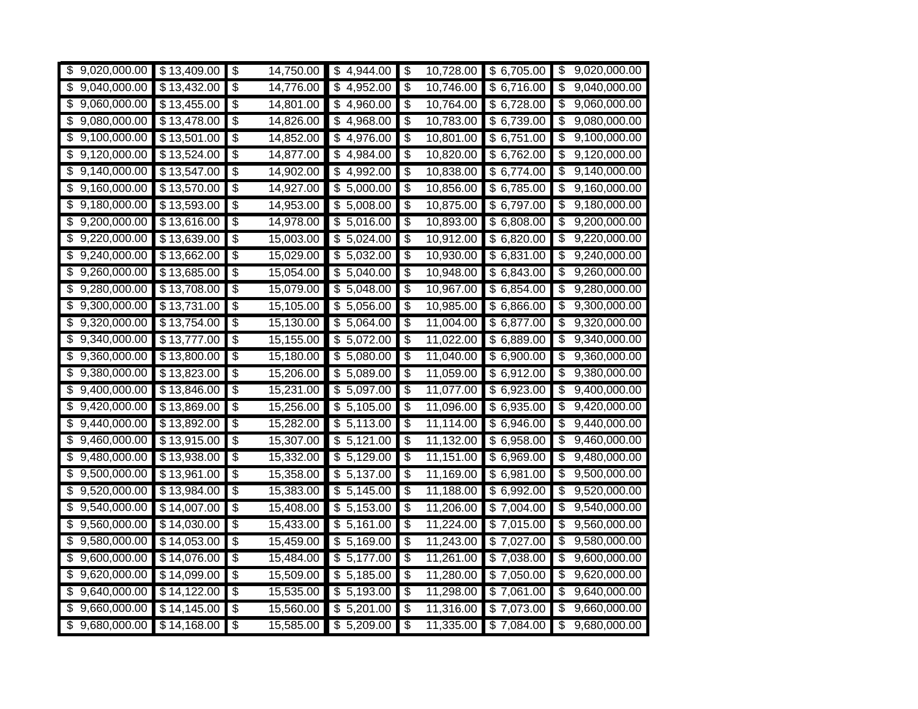| | | | | | | |
|---|---|---|---|---|---|---|
| $ 9,020,000.00 | $ 13,409.00 | $ 14,750.00 | $ 4,944.00 | $ 10,728.00 | $ 6,705.00 | $ 9,020,000.00 |
| $ 9,040,000.00 | $ 13,432.00 | $ 14,776.00 | $ 4,952.00 | $ 10,746.00 | $ 6,716.00 | $ 9,040,000.00 |
| $ 9,060,000.00 | $ 13,455.00 | $ 14,801.00 | $ 4,960.00 | $ 10,764.00 | $ 6,728.00 | $ 9,060,000.00 |
| $ 9,080,000.00 | $ 13,478.00 | $ 14,826.00 | $ 4,968.00 | $ 10,783.00 | $ 6,739.00 | $ 9,080,000.00 |
| $ 9,100,000.00 | $ 13,501.00 | $ 14,852.00 | $ 4,976.00 | $ 10,801.00 | $ 6,751.00 | $ 9,100,000.00 |
| $ 9,120,000.00 | $ 13,524.00 | $ 14,877.00 | $ 4,984.00 | $ 10,820.00 | $ 6,762.00 | $ 9,120,000.00 |
| $ 9,140,000.00 | $ 13,547.00 | $ 14,902.00 | $ 4,992.00 | $ 10,838.00 | $ 6,774.00 | $ 9,140,000.00 |
| $ 9,160,000.00 | $ 13,570.00 | $ 14,927.00 | $ 5,000.00 | $ 10,856.00 | $ 6,785.00 | $ 9,160,000.00 |
| $ 9,180,000.00 | $ 13,593.00 | $ 14,953.00 | $ 5,008.00 | $ 10,875.00 | $ 6,797.00 | $ 9,180,000.00 |
| $ 9,200,000.00 | $ 13,616.00 | $ 14,978.00 | $ 5,016.00 | $ 10,893.00 | $ 6,808.00 | $ 9,200,000.00 |
| $ 9,220,000.00 | $ 13,639.00 | $ 15,003.00 | $ 5,024.00 | $ 10,912.00 | $ 6,820.00 | $ 9,220,000.00 |
| $ 9,240,000.00 | $ 13,662.00 | $ 15,029.00 | $ 5,032.00 | $ 10,930.00 | $ 6,831.00 | $ 9,240,000.00 |
| $ 9,260,000.00 | $ 13,685.00 | $ 15,054.00 | $ 5,040.00 | $ 10,948.00 | $ 6,843.00 | $ 9,260,000.00 |
| $ 9,280,000.00 | $ 13,708.00 | $ 15,079.00 | $ 5,048.00 | $ 10,967.00 | $ 6,854.00 | $ 9,280,000.00 |
| $ 9,300,000.00 | $ 13,731.00 | $ 15,105.00 | $ 5,056.00 | $ 10,985.00 | $ 6,866.00 | $ 9,300,000.00 |
| $ 9,320,000.00 | $ 13,754.00 | $ 15,130.00 | $ 5,064.00 | $ 11,004.00 | $ 6,877.00 | $ 9,320,000.00 |
| $ 9,340,000.00 | $ 13,777.00 | $ 15,155.00 | $ 5,072.00 | $ 11,022.00 | $ 6,889.00 | $ 9,340,000.00 |
| $ 9,360,000.00 | $ 13,800.00 | $ 15,180.00 | $ 5,080.00 | $ 11,040.00 | $ 6,900.00 | $ 9,360,000.00 |
| $ 9,380,000.00 | $ 13,823.00 | $ 15,206.00 | $ 5,089.00 | $ 11,059.00 | $ 6,912.00 | $ 9,380,000.00 |
| $ 9,400,000.00 | $ 13,846.00 | $ 15,231.00 | $ 5,097.00 | $ 11,077.00 | $ 6,923.00 | $ 9,400,000.00 |
| $ 9,420,000.00 | $ 13,869.00 | $ 15,256.00 | $ 5,105.00 | $ 11,096.00 | $ 6,935.00 | $ 9,420,000.00 |
| $ 9,440,000.00 | $ 13,892.00 | $ 15,282.00 | $ 5,113.00 | $ 11,114.00 | $ 6,946.00 | $ 9,440,000.00 |
| $ 9,460,000.00 | $ 13,915.00 | $ 15,307.00 | $ 5,121.00 | $ 11,132.00 | $ 6,958.00 | $ 9,460,000.00 |
| $ 9,480,000.00 | $ 13,938.00 | $ 15,332.00 | $ 5,129.00 | $ 11,151.00 | $ 6,969.00 | $ 9,480,000.00 |
| $ 9,500,000.00 | $ 13,961.00 | $ 15,358.00 | $ 5,137.00 | $ 11,169.00 | $ 6,981.00 | $ 9,500,000.00 |
| $ 9,520,000.00 | $ 13,984.00 | $ 15,383.00 | $ 5,145.00 | $ 11,188.00 | $ 6,992.00 | $ 9,520,000.00 |
| $ 9,540,000.00 | $ 14,007.00 | $ 15,408.00 | $ 5,153.00 | $ 11,206.00 | $ 7,004.00 | $ 9,540,000.00 |
| $ 9,560,000.00 | $ 14,030.00 | $ 15,433.00 | $ 5,161.00 | $ 11,224.00 | $ 7,015.00 | $ 9,560,000.00 |
| $ 9,580,000.00 | $ 14,053.00 | $ 15,459.00 | $ 5,169.00 | $ 11,243.00 | $ 7,027.00 | $ 9,580,000.00 |
| $ 9,600,000.00 | $ 14,076.00 | $ 15,484.00 | $ 5,177.00 | $ 11,261.00 | $ 7,038.00 | $ 9,600,000.00 |
| $ 9,620,000.00 | $ 14,099.00 | $ 15,509.00 | $ 5,185.00 | $ 11,280.00 | $ 7,050.00 | $ 9,620,000.00 |
| $ 9,640,000.00 | $ 14,122.00 | $ 15,535.00 | $ 5,193.00 | $ 11,298.00 | $ 7,061.00 | $ 9,640,000.00 |
| $ 9,660,000.00 | $ 14,145.00 | $ 15,560.00 | $ 5,201.00 | $ 11,316.00 | $ 7,073.00 | $ 9,660,000.00 |
| $ 9,680,000.00 | $ 14,168.00 | $ 15,585.00 | $ 5,209.00 | $ 11,335.00 | $ 7,084.00 | $ 9,680,000.00 |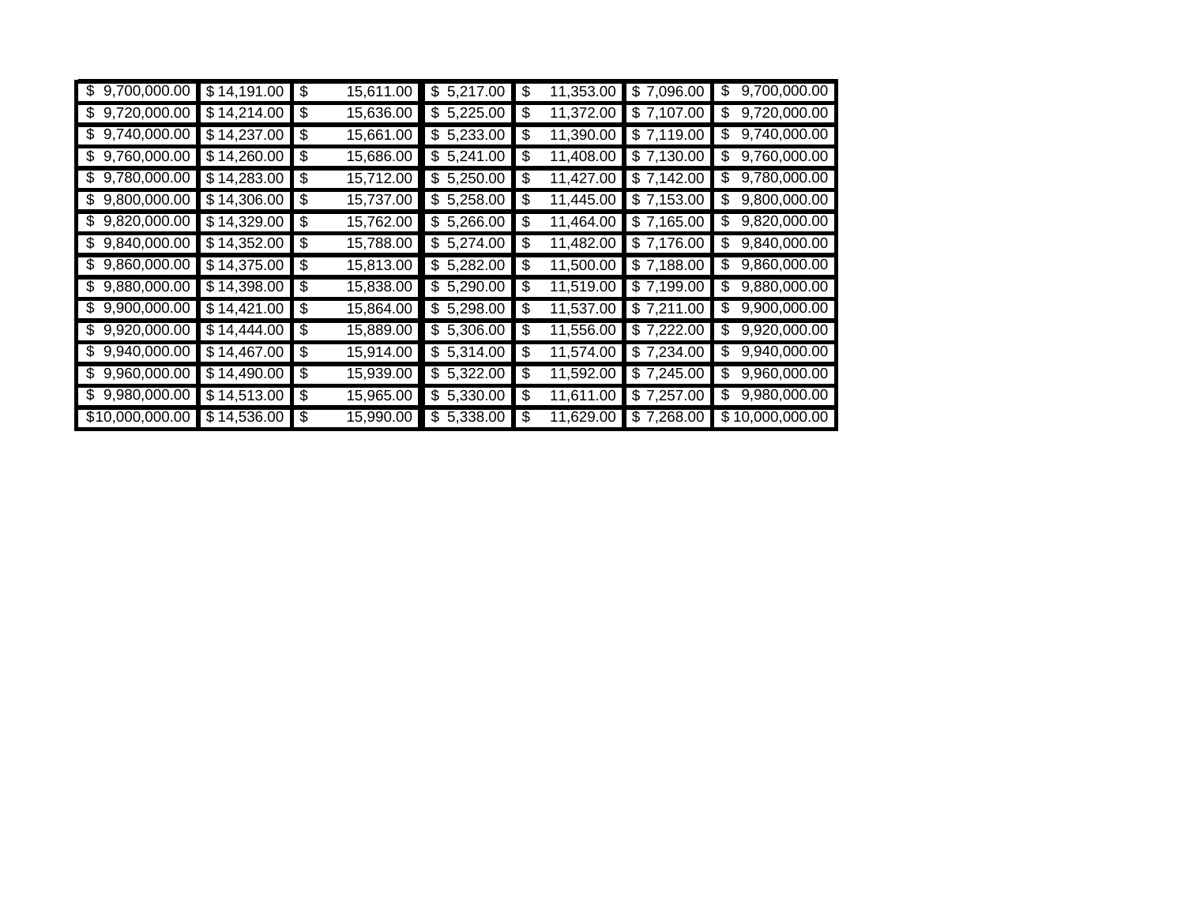| | | | | | | |
|---|---|---|---|---|---|---|
| $ 9,700,000.00 | $ 14,191.00 | $ 15,611.00 | $ 5,217.00 | $ 11,353.00 | $ 7,096.00 | $ 9,700,000.00 |
| $ 9,720,000.00 | $ 14,214.00 | $ 15,636.00 | $ 5,225.00 | $ 11,372.00 | $ 7,107.00 | $ 9,720,000.00 |
| $ 9,740,000.00 | $ 14,237.00 | $ 15,661.00 | $ 5,233.00 | $ 11,390.00 | $ 7,119.00 | $ 9,740,000.00 |
| $ 9,760,000.00 | $ 14,260.00 | $ 15,686.00 | $ 5,241.00 | $ 11,408.00 | $ 7,130.00 | $ 9,760,000.00 |
| $ 9,780,000.00 | $ 14,283.00 | $ 15,712.00 | $ 5,250.00 | $ 11,427.00 | $ 7,142.00 | $ 9,780,000.00 |
| $ 9,800,000.00 | $ 14,306.00 | $ 15,737.00 | $ 5,258.00 | $ 11,445.00 | $ 7,153.00 | $ 9,800,000.00 |
| $ 9,820,000.00 | $ 14,329.00 | $ 15,762.00 | $ 5,266.00 | $ 11,464.00 | $ 7,165.00 | $ 9,820,000.00 |
| $ 9,840,000.00 | $ 14,352.00 | $ 15,788.00 | $ 5,274.00 | $ 11,482.00 | $ 7,176.00 | $ 9,840,000.00 |
| $ 9,860,000.00 | $ 14,375.00 | $ 15,813.00 | $ 5,282.00 | $ 11,500.00 | $ 7,188.00 | $ 9,860,000.00 |
| $ 9,880,000.00 | $ 14,398.00 | $ 15,838.00 | $ 5,290.00 | $ 11,519.00 | $ 7,199.00 | $ 9,880,000.00 |
| $ 9,900,000.00 | $ 14,421.00 | $ 15,864.00 | $ 5,298.00 | $ 11,537.00 | $ 7,211.00 | $ 9,900,000.00 |
| $ 9,920,000.00 | $ 14,444.00 | $ 15,889.00 | $ 5,306.00 | $ 11,556.00 | $ 7,222.00 | $ 9,920,000.00 |
| $ 9,940,000.00 | $ 14,467.00 | $ 15,914.00 | $ 5,314.00 | $ 11,574.00 | $ 7,234.00 | $ 9,940,000.00 |
| $ 9,960,000.00 | $ 14,490.00 | $ 15,939.00 | $ 5,322.00 | $ 11,592.00 | $ 7,245.00 | $ 9,960,000.00 |
| $ 9,980,000.00 | $ 14,513.00 | $ 15,965.00 | $ 5,330.00 | $ 11,611.00 | $ 7,257.00 | $ 9,980,000.00 |
| $10,000,000.00 | $ 14,536.00 | $ 15,990.00 | $ 5,338.00 | $ 11,629.00 | $ 7,268.00 | $ 10,000,000.00 |